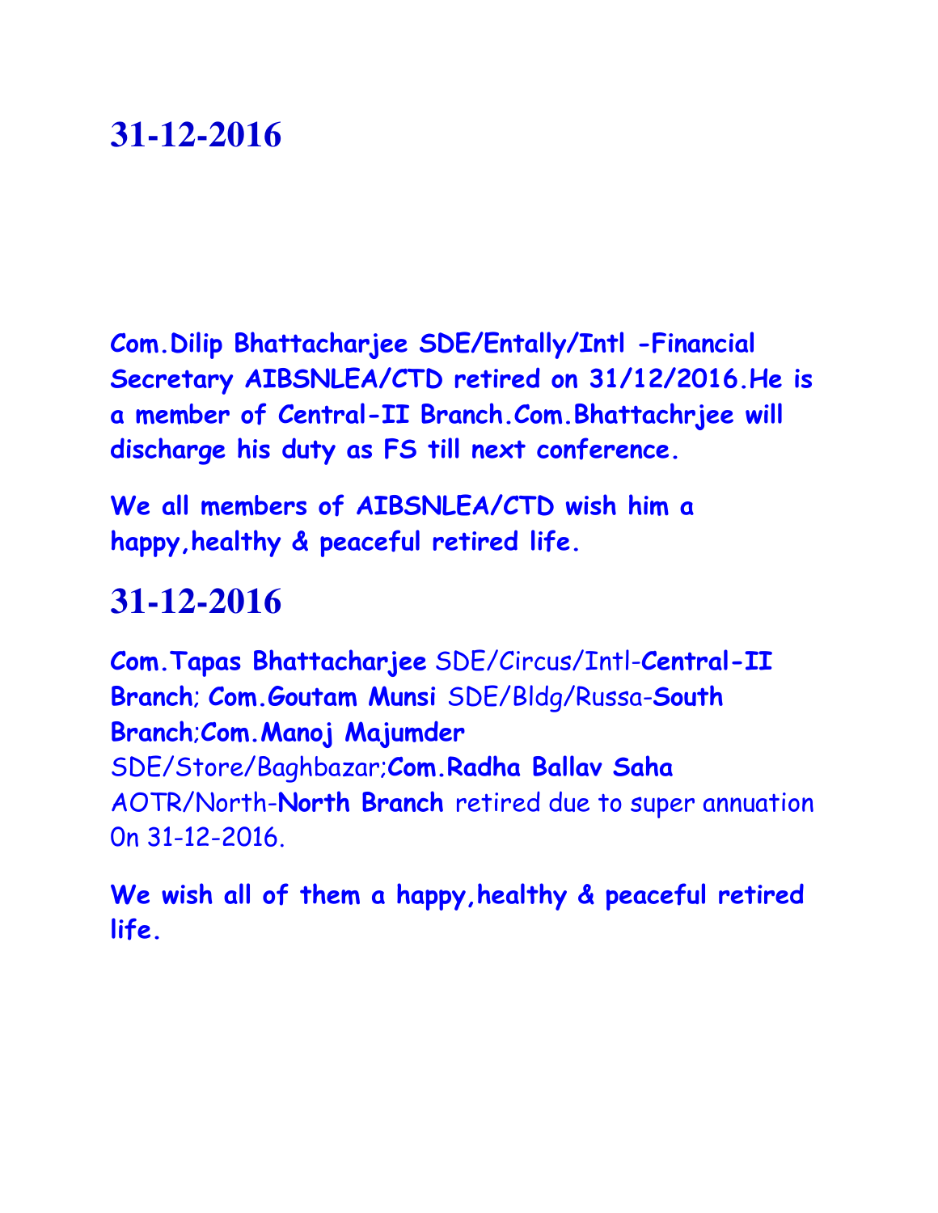# 31-12-2016

**Com.Dilip Bhattacharjee SDE/Entally/Intl -Financial Secretary AIBSNLEA/CTD retired on 31/12/2016.He is a member of Central-II Branch.Com.Bhattachrjee will discharge his duty as FS till next conference.**

**We all members of AIBSNLEA/CTD wish him a happy,healthy & peaceful retired life.**

# 31-12-2016

**Com.Tapas Bhattacharjee** SDE/Circus/Intl-**Central-II Branch**; **Com.Goutam Munsi** SDE/Bldg/Russa-**South Branch**;**Com.Manoj Majumder** SDE/Store/Baghbazar;**Com.Radha Ballav Saha** AOTR/North-**North Branch** retired due to super annuation On 31-12-2016.

**We wish all of them a happy,healthy & peaceful retired life.**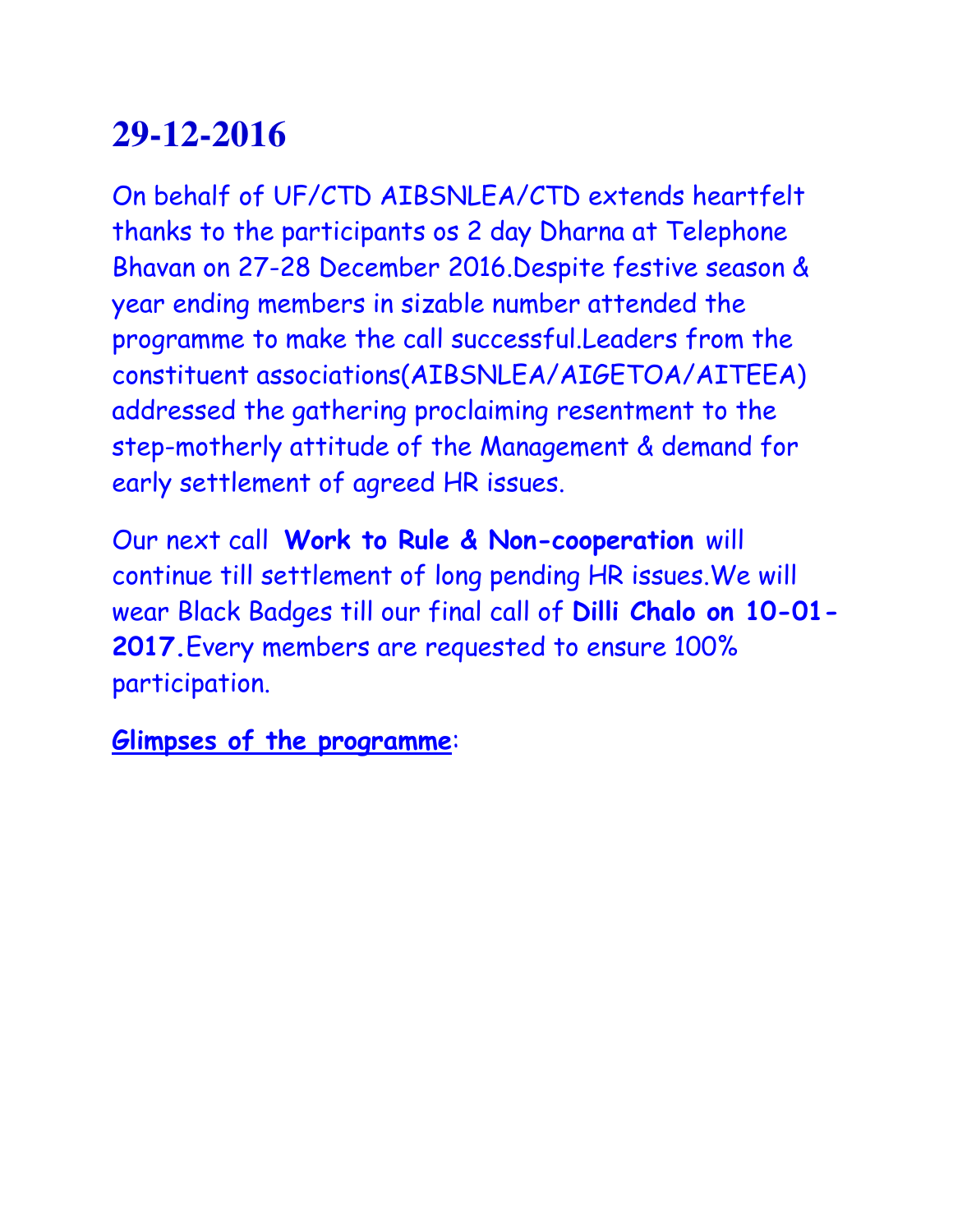# 29-12-2016

On behalf of UF/CTD AIBSNLEA/CTD extends heartfelt thanks to the participants os 2 day Dharna at Telephone Bhavan on 27-28 December 2016.Despite festive season & year ending members in sizable number attended the programme to make the call successful.Leaders from the constituent associations(AIBSNLEA/AIGETOA/AITEEA) addressed the gathering proclaiming resentment to the step-motherly attitude of the Management & demand for early settlement of agreed HR issues.

Our next call **Work to Rule & Non-cooperation** will continue till settlement of long pending HR issues.We will wear Black Badges till our final call of **Dilli Chalo on 10-01-2017.**Every members are requested to ensure 100% participation.

**Glimpses of the programme**: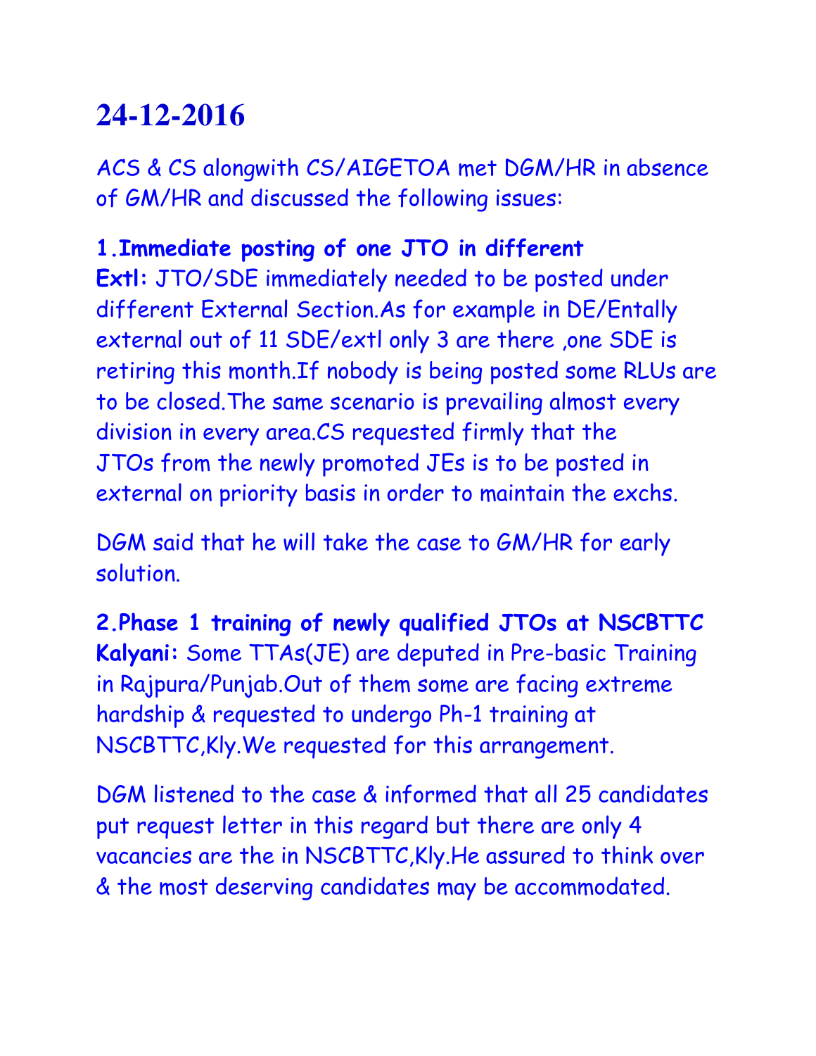# 24-12-2016

ACS & CS alongwith CS/AIGETOA met DGM/HR in absence of GM/HR and discussed the following issues:

**1.Immediate posting of one JTO in different Extl:** JTO/SDE immediately needed to be posted under different External Section.As for example in DE/Entally external out of 11 SDE/extl only 3 are there ,one SDE is retiring this month.If nobody is being posted some RLUs are to be closed.The same scenario is prevailing almost every division in every area.CS requested firmly that the JTOs from the newly promoted JEs is to be posted in external on priority basis in order to maintain the exchs.

DGM said that he will take the case to GM/HR for early solution.

**2.Phase 1 training of newly qualified JTOs at NSCBTTC Kalyani:** Some TTAs(JE) are deputed in Pre-basic Training in Rajpura/Punjab.Out of them some are facing extreme hardship & requested to undergo Ph-1 training at NSCBTTC,Kly.We requested for this arrangement.

DGM listened to the case & informed that all 25 candidates put request letter in this regard but there are only 4 vacancies are the in NSCBTTC,Kly.He assured to think over & the most deserving candidates may be accommodated.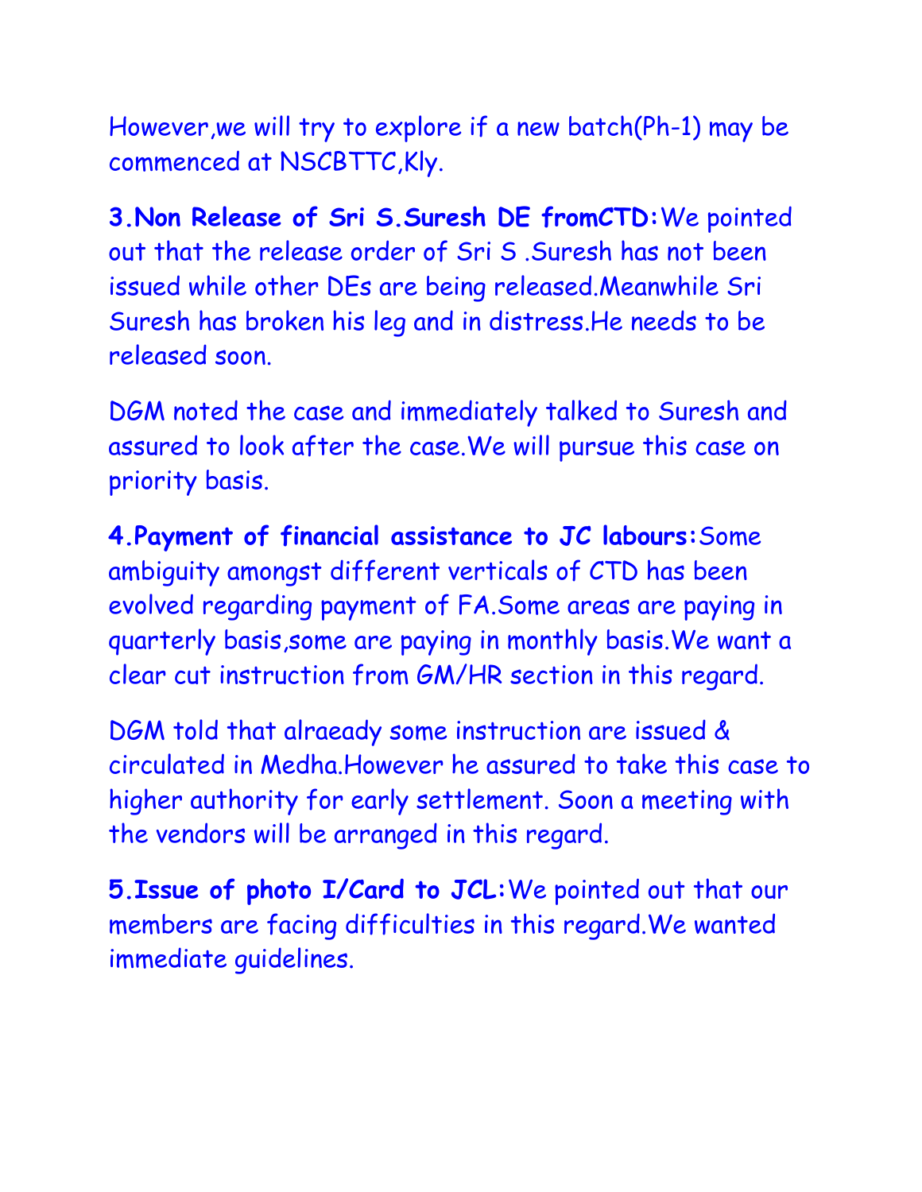However,we will try to explore if a new batch(Ph-1) may be commenced at NSCBTTC,Kly.

**3.Non Release of Sri S.Suresh DE fromCTD:**We pointed out that the release order of Sri S .Suresh has not been issued while other DEs are being released.Meanwhile Sri Suresh has broken his leg and in distress.He needs to be released soon.

DGM noted the case and immediately talked to Suresh and assured to look after the case.We will pursue this case on priority basis.

**4.Payment of financial assistance to JC labours:**Some ambiguity amongst different verticals of CTD has been evolved regarding payment of FA.Some areas are paying in quarterly basis,some are paying in monthly basis.We want a clear cut instruction from GM/HR section in this regard.

DGM told that alraeady some instruction are issued & circulated in Medha.However he assured to take this case to higher authority for early settlement. Soon a meeting with the vendors will be arranged in this regard.

**5.Issue of photo I/Card to JCL:**We pointed out that our members are facing difficulties in this regard.We wanted immediate guidelines.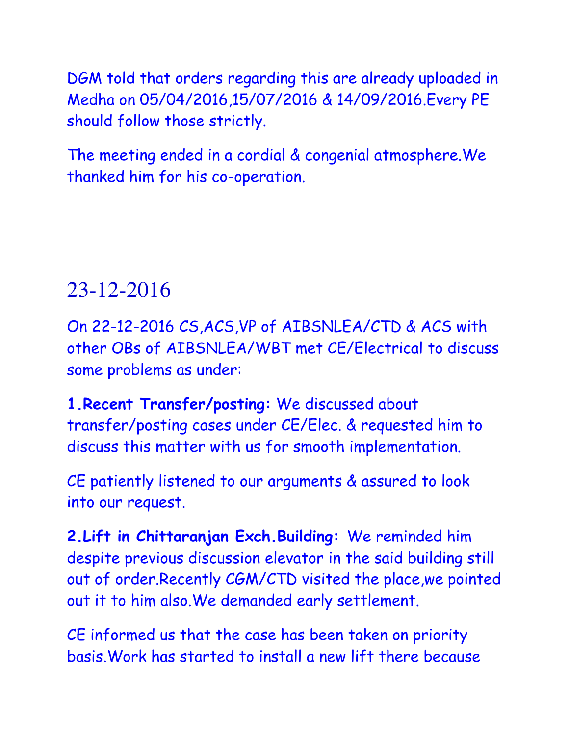DGM told that orders regarding this are already uploaded in Medha on 05/04/2016,15/07/2016 & 14/09/2016.Every PE should follow those strictly.

The meeting ended in a cordial & congenial atmosphere.We thanked him for his co-operation.

## 23-12-2016

On 22-12-2016 CS,ACS,VP of AIBSNLEA/CTD & ACS with other OBs of AIBSNLEA/WBT met CE/Electrical to discuss some problems as under:

**1.Recent Transfer/posting:** We discussed about transfer/posting cases under CE/Elec. & requested him to discuss this matter with us for smooth implementation.

CE patiently listened to our arguments & assured to look into our request.

**2.Lift in Chittaranjan Exch.Building:** We reminded him despite previous discussion elevator in the said building still out of order.Recently CGM/CTD visited the place,we pointed out it to him also.We demanded early settlement.

CE informed us that the case has been taken on priority basis.Work has started to install a new lift there because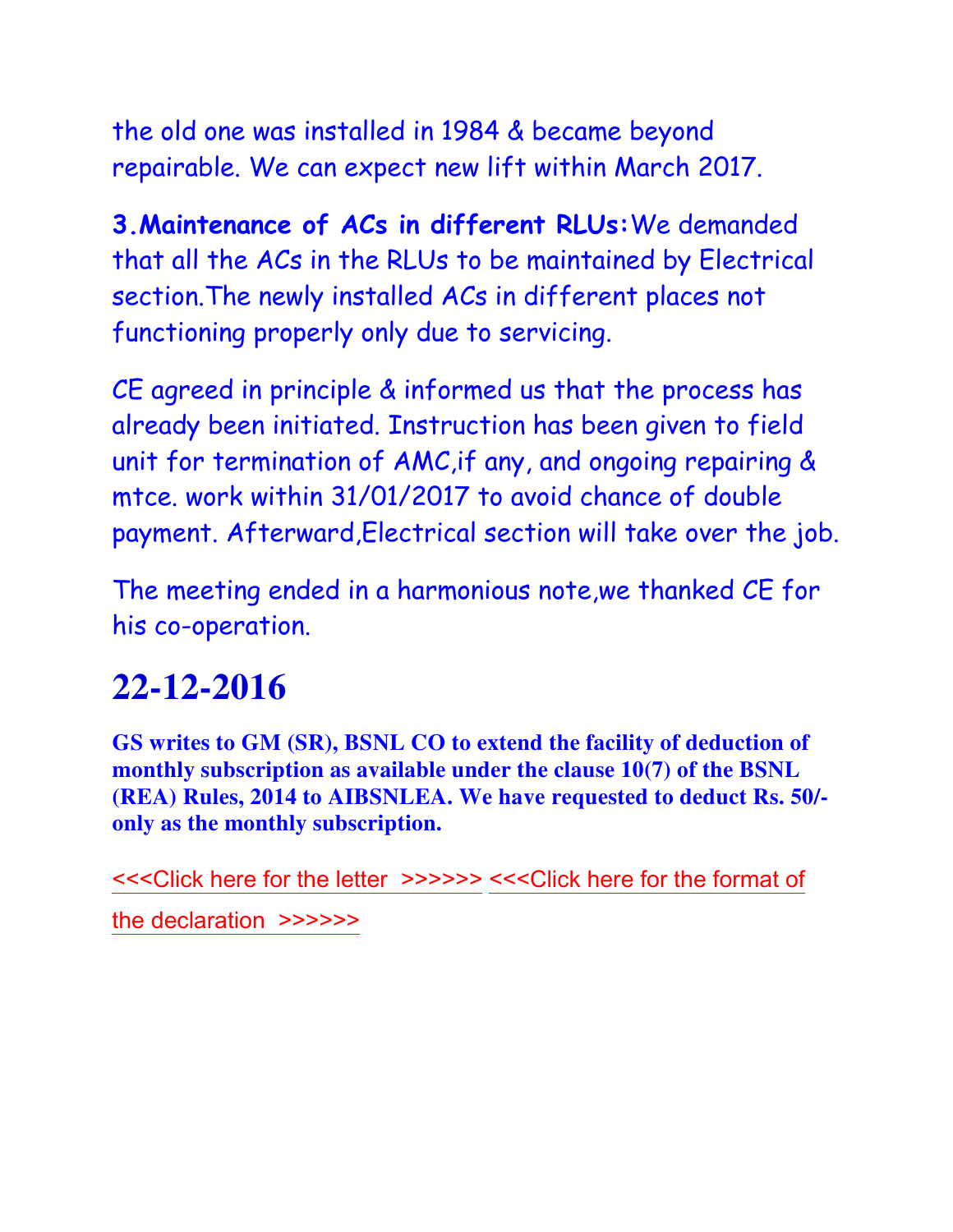the old one was installed in 1984 & became beyond repairable. We can expect new lift within March 2017.

**3.Maintenance of ACs in different RLUs:**We demanded that all the ACs in the RLUs to be maintained by Electrical section.The newly installed ACs in different places not functioning properly only due to servicing.

CE agreed in principle & informed us that the process has already been initiated. Instruction has been given to field unit for termination of AMC,if any, and ongoing repairing & mtce. work within 31/01/2017 to avoid chance of double payment. Afterward,Electrical section will take over the job.

The meeting ended in a harmonious note,we thanked CE for his co-operation.

# 22-12-2016

**GS writes to GM (SR), BSNL CO to extend the facility of deduction of monthly subscription as available under the clause 10(7) of the BSNL (REA) Rules, 2014 to AIBSNLEA. We have requested to deduct Rs. 50/- only as the monthly subscription.**

<<<Click here for the letter >>>>>> <<<Click here for the format of the declaration >>>>>>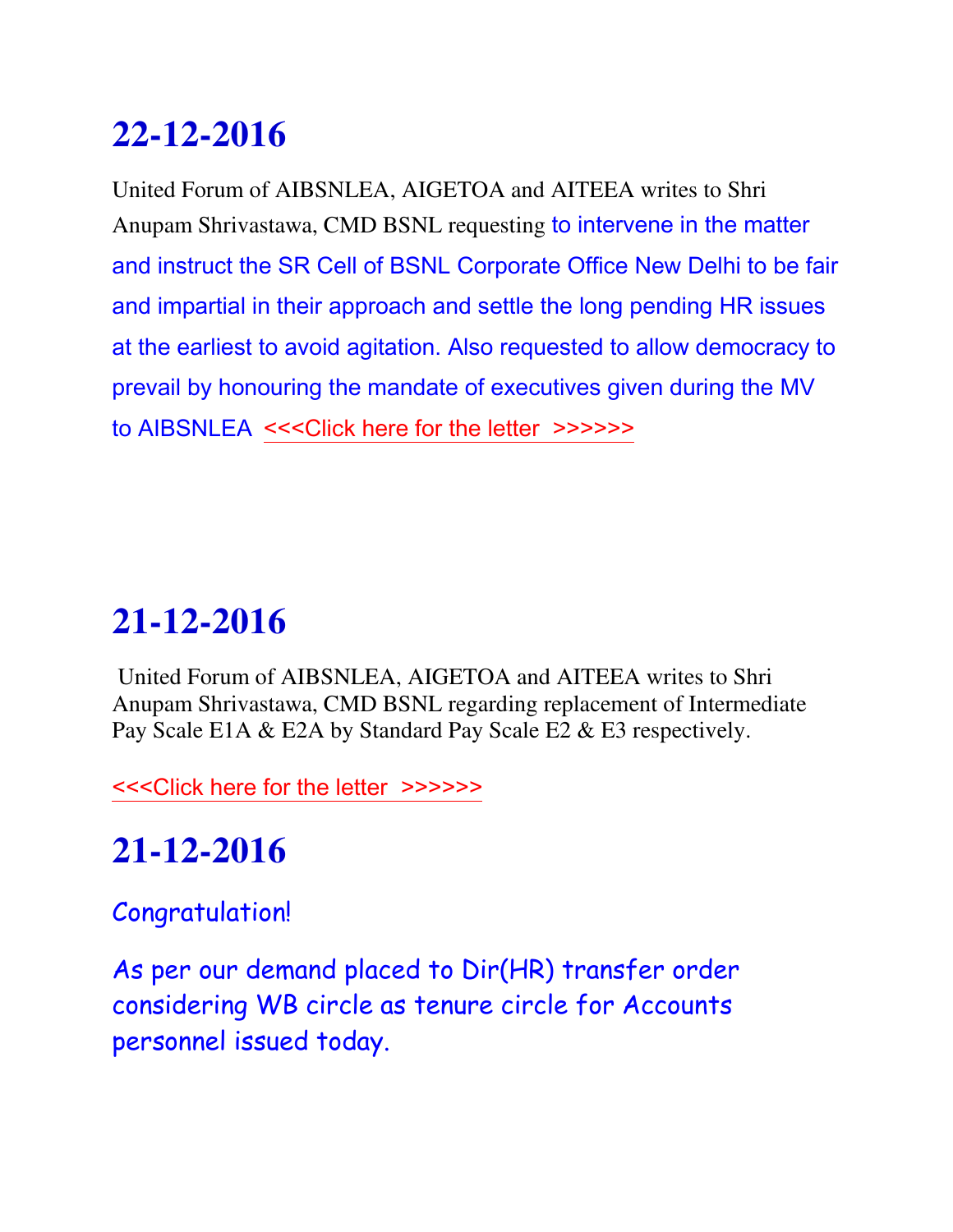# 22-12-2016

United Forum of AIBSNLEA, AIGETOA and AITEEA writes to Shri Anupam Shrivastawa, CMD BSNL requesting to intervene in the matter and instruct the SR Cell of BSNL Corporate Office New Delhi to be fair and impartial in their approach and settle the long pending HR issues at the earliest to avoid agitation. Also requested to allow democracy to prevail by honouring the mandate of executives given during the MV to AIBSNLEA <<<Click here for the letter >>>>>>

# 21-12-2016

United Forum of AIBSNLEA, AIGETOA and AITEEA writes to Shri Anupam Shrivastawa, CMD BSNL regarding replacement of Intermediate Pay Scale E1A & E2A by Standard Pay Scale E2 & E3 respectively.

<<<Click here for the letter >>>>>>

# 21-12-2016

Congratulation!

As per our demand placed to Dir(HR) transfer order considering WB circle as tenure circle for Accounts personnel issued today.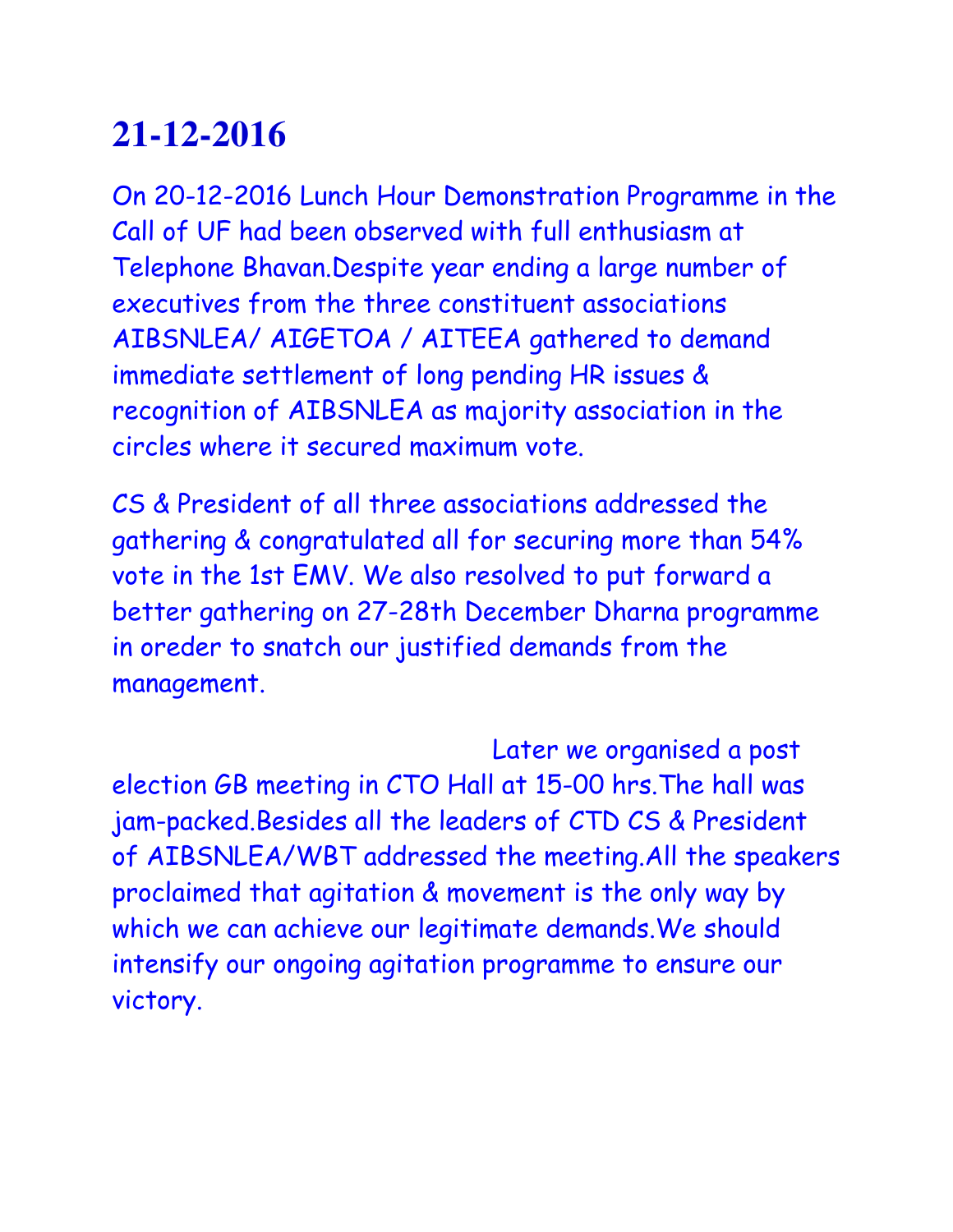# 21-12-2016

On 20-12-2016 Lunch Hour Demonstration Programme in the Call of UF had been observed with full enthusiasm at Telephone Bhavan.Despite year ending a large number of executives from the three constituent associations AIBSNLEA/ AIGETOA / AITEEA gathered to demand immediate settlement of long pending HR issues & recognition of AIBSNLEA as majority association in the circles where it secured maximum vote.

CS & President of all three associations addressed the gathering & congratulated all for securing more than 54% vote in the 1st EMV. We also resolved to put forward a better gathering on 27-28th December Dharna programme in oreder to snatch our justified demands from the management.

Later we organised a post election GB meeting in CTO Hall at 15-00 hrs.The hall was jam-packed.Besides all the leaders of CTD CS & President of AIBSNLEA/WBT addressed the meeting.All the speakers proclaimed that agitation & movement is the only way by which we can achieve our legitimate demands.We should intensify our ongoing agitation programme to ensure our victory.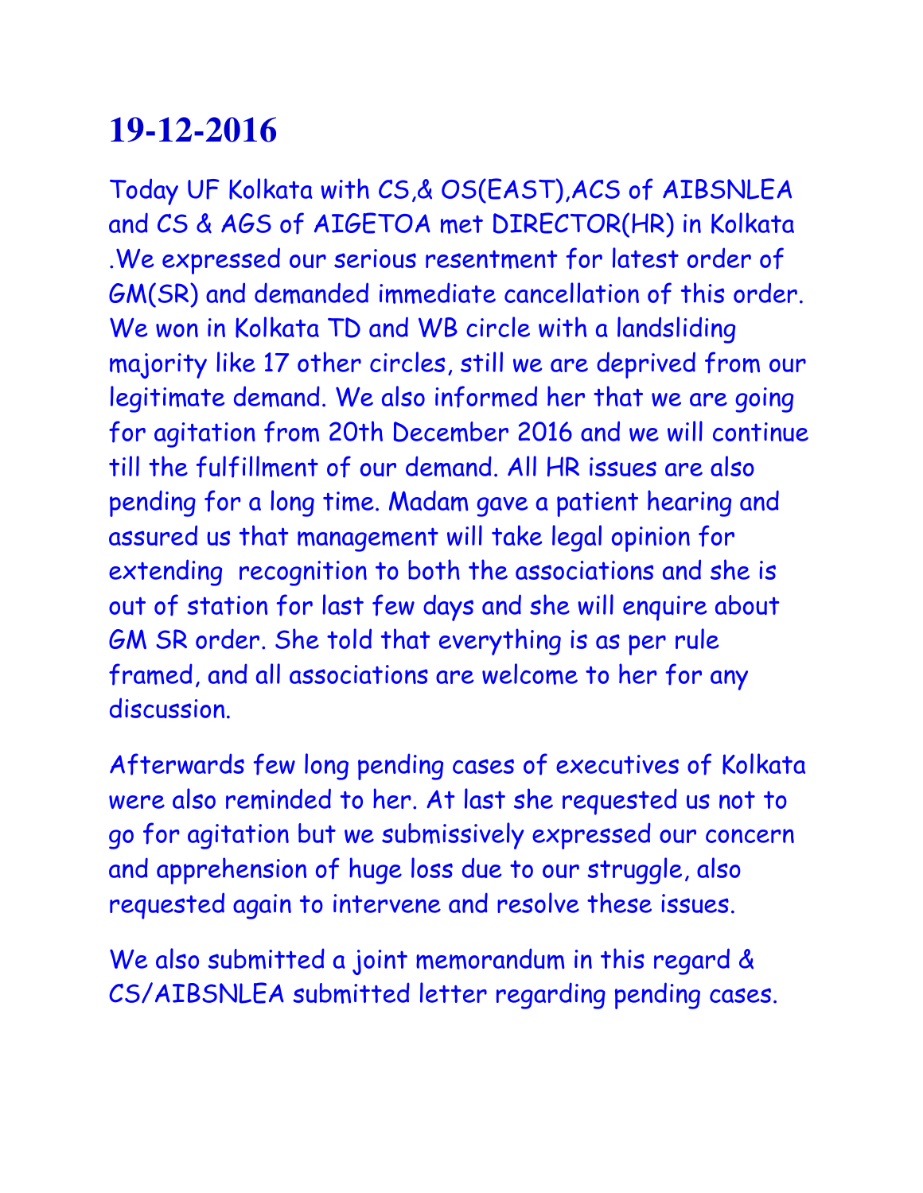# 19-12-2016

Today UF Kolkata with CS,& OS(EAST),ACS of AIBSNLEA and CS & AGS of AIGETOA met DIRECTOR(HR) in Kolkata .We expressed our serious resentment for latest order of GM(SR) and demanded immediate cancellation of this order. We won in Kolkata TD and WB circle with a landsliding majority like 17 other circles, still we are deprived from our legitimate demand. We also informed her that we are going for agitation from 20th December 2016 and we will continue till the fulfillment of our demand. All HR issues are also pending for a long time. Madam gave a patient hearing and assured us that management will take legal opinion for extending recognition to both the associations and she is out of station for last few days and she will enquire about GM SR order. She told that everything is as per rule framed, and all associations are welcome to her for any discussion.

Afterwards few long pending cases of executives of Kolkata were also reminded to her. At last she requested us not to go for agitation but we submissively expressed our concern and apprehension of huge loss due to our struggle, also requested again to intervene and resolve these issues.

We also submitted a joint memorandum in this regard & CS/AIBSNLEA submitted letter regarding pending cases.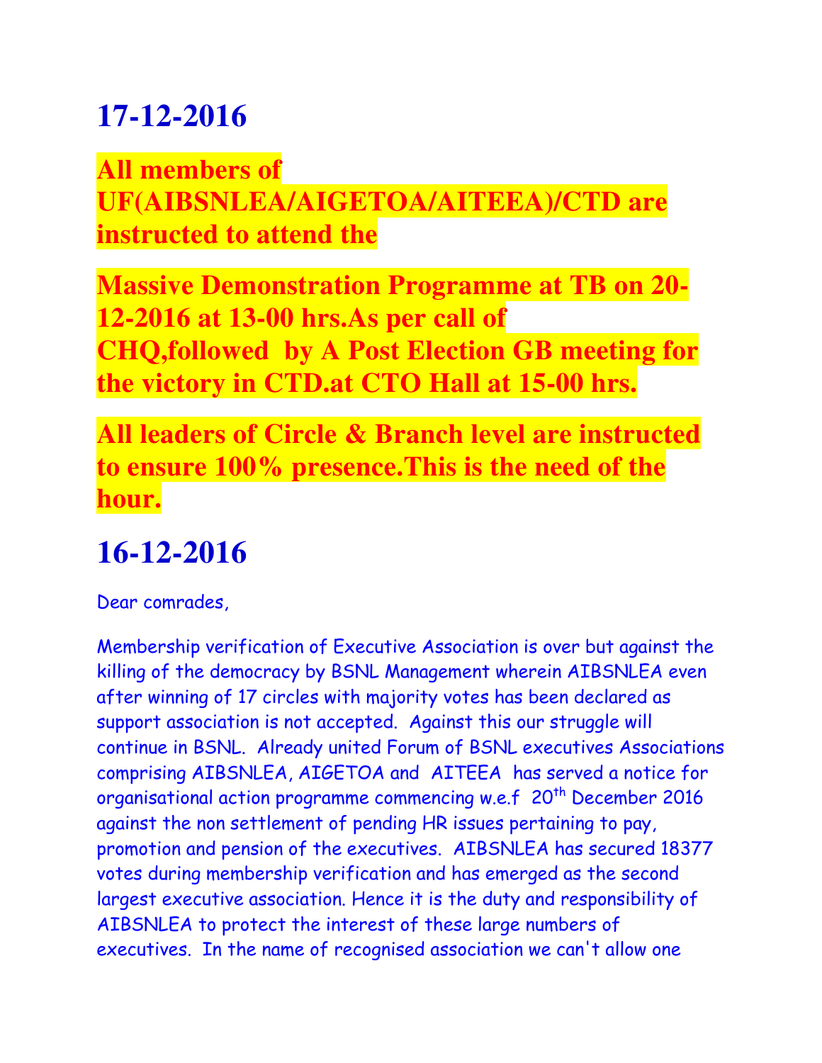# 17-12-2016

**All members of UF(AIBSNLEA/AIGETOA/AITEEA)/CTD are instructed to attend the**

**Massive Demonstration Programme at TB on 20-12-2016 at 13-00 hrs.As per call of CHQ,followed by A Post Election GB meeting for the victory in CTD.at CTO Hall at 15-00 hrs.**

**All leaders of Circle & Branch level are instructed to ensure 100% presence.This is the need of the hour.**

# 16-12-2016

Dear comrades,

Membership verification of Executive Association is over but against the killing of the democracy by BSNL Management wherein AIBSNLEA even after winning of 17 circles with majority votes has been declared as support association is not accepted. Against this our struggle will continue in BSNL. Already united Forum of BSNL executives Associations comprising AIBSNLEA, AIGETOA and AITEEA has served a notice for organisational action programme commencing w.e.f 20th December 2016 against the non settlement of pending HR issues pertaining to pay, promotion and pension of the executives. AIBSNLEA has secured 18377 votes during membership verification and has emerged as the second largest executive association. Hence it is the duty and responsibility of AIBSNLEA to protect the interest of these large numbers of executives. In the name of recognised association we can't allow one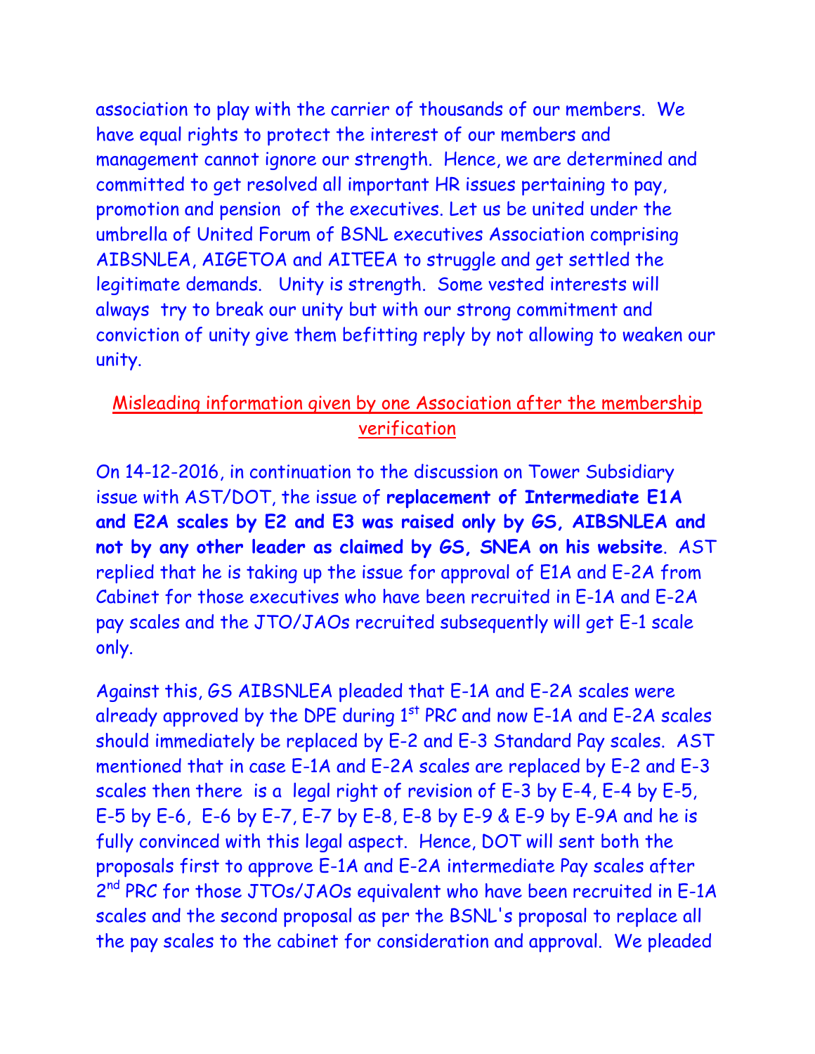association to play with the carrier of thousands of our members. We have equal rights to protect the interest of our members and management cannot ignore our strength. Hence, we are determined and committed to get resolved all important HR issues pertaining to pay, promotion and pension of the executives. Let us be united under the umbrella of United Forum of BSNL executives Association comprising AIBSNLEA, AIGETOA and AITEEA to struggle and get settled the legitimate demands. Unity is strength. Some vested interests will always try to break our unity but with our strong commitment and conviction of unity give them befitting reply by not allowing to weaken our unity.

## Misleading information given by one Association after the membership verification

On 14-12-2016, in continuation to the discussion on Tower Subsidiary issue with AST/DOT, the issue of **replacement of Intermediate E1A and E2A scales by E2 and E3 was raised only by GS, AIBSNLEA and not by any other leader as claimed by GS, SNEA on his website**. AST replied that he is taking up the issue for approval of E1A and E-2A from Cabinet for those executives who have been recruited in E-1A and E-2A pay scales and the JTO/JAOs recruited subsequently will get E-1 scale only.

Against this, GS AIBSNLEA pleaded that E-1A and E-2A scales were already approved by the DPE during 1st PRC and now E-1A and E-2A scales should immediately be replaced by E-2 and E-3 Standard Pay scales. AST mentioned that in case E-1A and E-2A scales are replaced by E-2 and E-3 scales then there is a legal right of revision of E-3 by E-4, E-4 by E-5, E-5 by E-6, E-6 by E-7, E-7 by E-8, E-8 by E-9 & E-9 by E-9A and he is fully convinced with this legal aspect. Hence, DOT will sent both the proposals first to approve E-1A and E-2A intermediate Pay scales after 2nd PRC for those JTOs/JAOs equivalent who have been recruited in E-1A scales and the second proposal as per the BSNL's proposal to replace all the pay scales to the cabinet for consideration and approval. We pleaded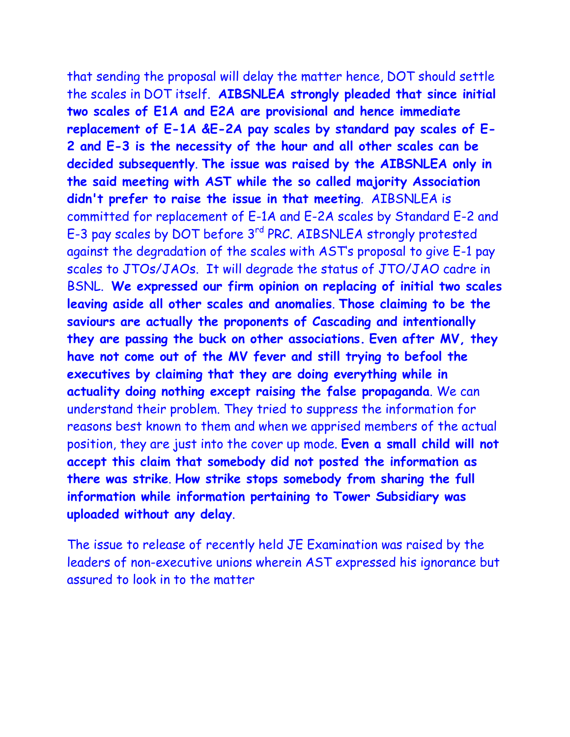that sending the proposal will delay the matter hence, DOT should settle the scales in DOT itself. **AIBSNLEA strongly pleaded that since initial two scales of E1A and E2A are provisional and hence immediate replacement of E-1A &E-2A pay scales by standard pay scales of E-2 and E-3 is the necessity of the hour and all other scales can be decided subsequently**. **The issue was raised by the AIBSNLEA only in the said meeting with AST while the so called majority Association didn't prefer to raise the issue in that meeting**. AIBSNLEA is committed for replacement of E-1A and E-2A scales by Standard E-2 and E-3 pay scales by DOT before 3rd PRC. AIBSNLEA strongly protested against the degradation of the scales with AST's proposal to give E-1 pay scales to JTOs/JAOs. It will degrade the status of JTO/JAO cadre in BSNL. **We expressed our firm opinion on replacing of initial two scales leaving aside all other scales and anomalies**. **Those claiming to be the saviours are actually the proponents of Cascading and intentionally they are passing the buck on other associations. Even after MV, they have not come out of the MV fever and still trying to befool the executives by claiming that they are doing everything while in actuality doing nothing except raising the false propaganda**. We can understand their problem. They tried to suppress the information for reasons best known to them and when we apprised members of the actual position, they are just into the cover up mode. **Even a small child will not accept this claim that somebody did not posted the information as there was strike**. **How strike stops somebody from sharing the full information while information pertaining to Tower Subsidiary was uploaded without any delay**.

The issue to release of recently held JE Examination was raised by the leaders of non-executive unions wherein AST expressed his ignorance but assured to look in to the matter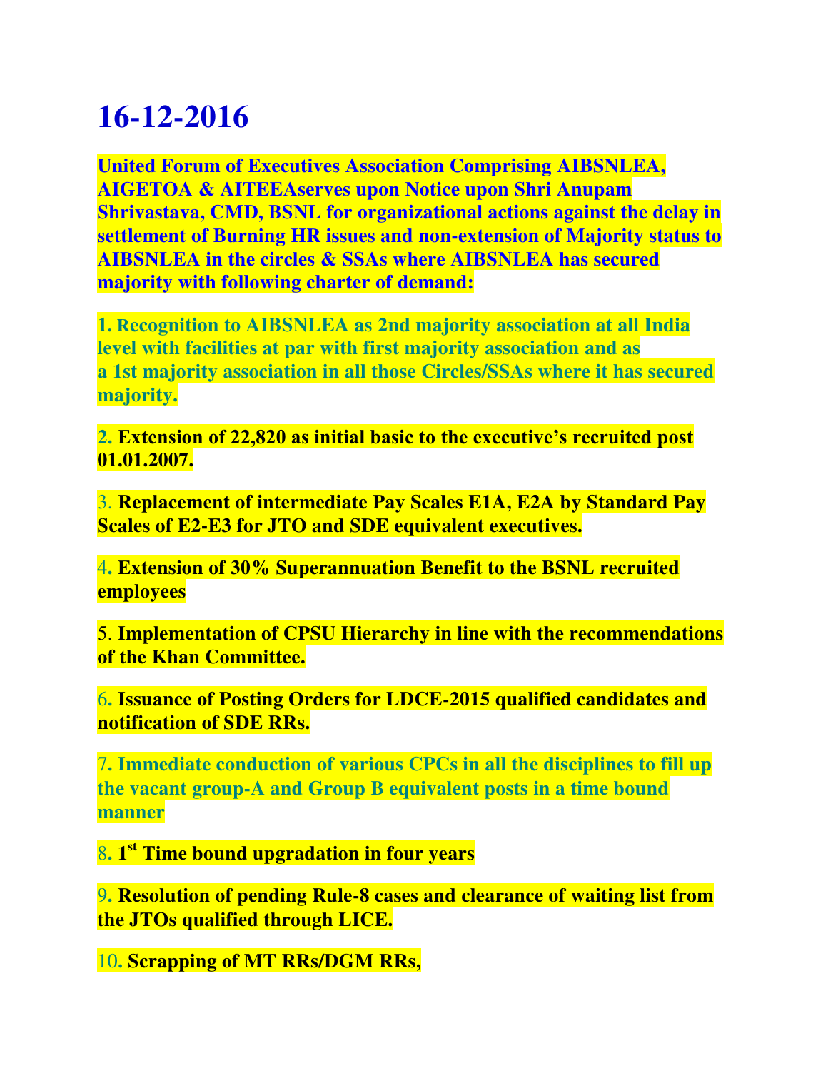# 16-12-2016

**United Forum of Executives Association Comprising AIBSNLEA, AIGETOA & AITEEAserves upon Notice upon Shri Anupam Shrivastava, CMD, BSNL for organizational actions against the delay in settlement of Burning HR issues and non-extension of Majority status to AIBSNLEA in the circles & SSAs where AIBSNLEA has secured majority with following charter of demand:**

**1. Recognition to AIBSNLEA as 2nd majority association at all India level with facilities at par with first majority association and as a 1st majority association in all those Circles/SSAs where it has secured majority.**

**2. Extension of 22,820 as initial basic to the executive's recruited post 01.01.2007.**

3. **Replacement of intermediate Pay Scales E1A, E2A by Standard Pay Scales of E2-E3 for JTO and SDE equivalent executives.**

4. **Extension of 30% Superannuation Benefit to the BSNL recruited employees**

5. **Implementation of CPSU Hierarchy in line with the recommendations of the Khan Committee.**

6. **Issuance of Posting Orders for LDCE-2015 qualified candidates and notification of SDE RRs.**

**7. Immediate conduction of various CPCs in all the disciplines to fill up the vacant group-A and Group B equivalent posts in a time bound manner**

8. **1st Time bound upgradation in four years**

9. **Resolution of pending Rule-8 cases and clearance of waiting list from the JTOs qualified through LICE.**

10. **Scrapping of MT RRs/DGM RRs,**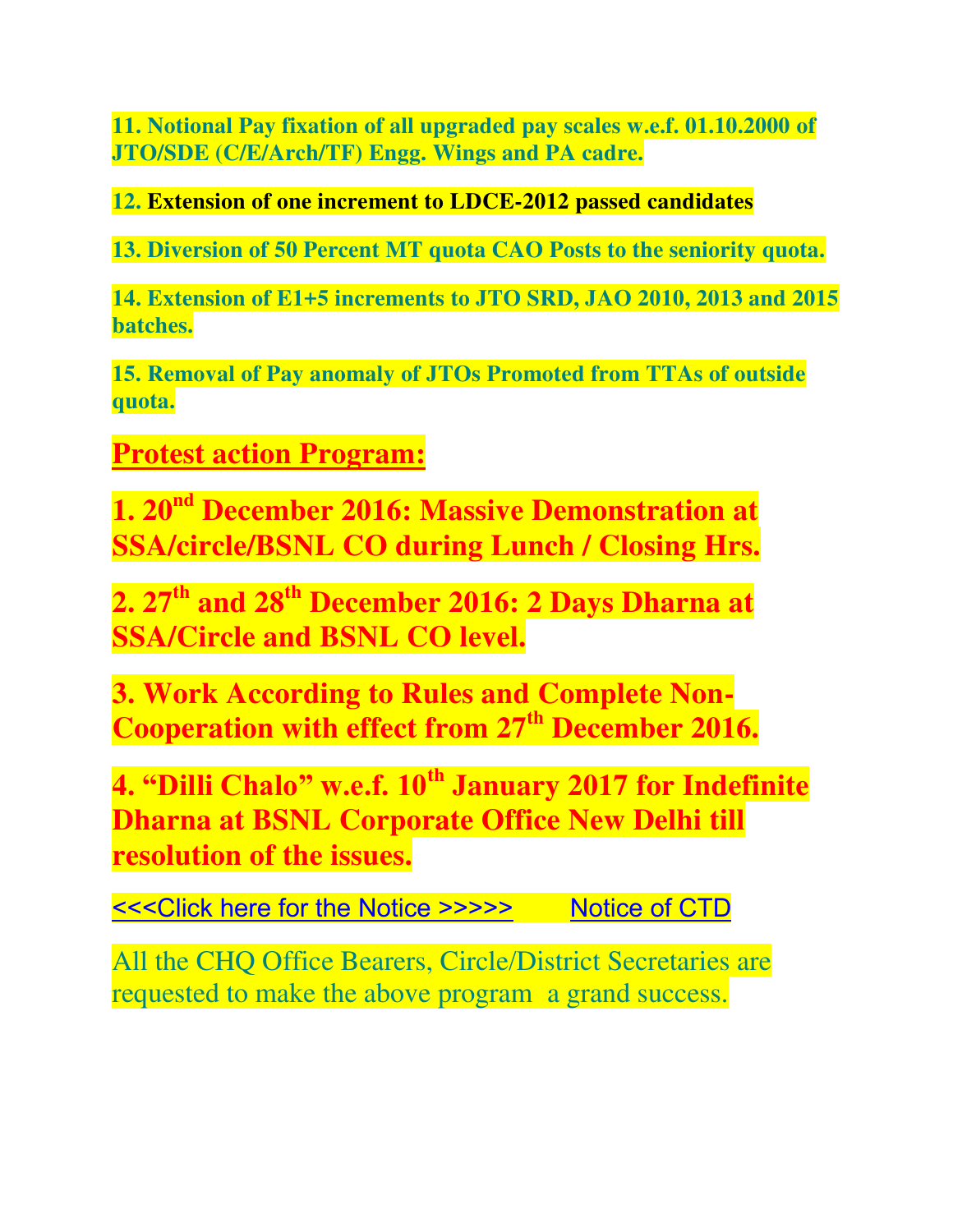**11. Notional Pay fixation of all upgraded pay scales w.e.f. 01.10.2000 of JTO/SDE (C/E/Arch/TF) Engg. Wings and PA cadre.**

**12. Extension of one increment to LDCE-2012 passed candidates**

**13. Diversion of 50 Percent MT quota CAO Posts to the seniority quota.**

**14. Extension of E1+5 increments to JTO SRD, JAO 2010, 2013 and 2015 batches.**

**15. Removal of Pay anomaly of JTOs Promoted from TTAs of outside quota.**

## Protest action Program:

**1. 20nd December 2016: Massive Demonstration at SSA/circle/BSNL CO during Lunch / Closing Hrs.**

**2. 27th and 28th December 2016: 2 Days Dharna at SSA/Circle and BSNL CO level.**

**3. Work According to Rules and Complete Non-Cooperation with effect from 27th December 2016.**

**4. "Dilli Chalo" w.e.f. 10th January 2017 for Indefinite Dharna at BSNL Corporate Office New Delhi till resolution of the issues.**

<<<Click here for the Notice >>>>> Notice of CTD

All the CHQ Office Bearers, Circle/District Secretaries are requested to make the above program a grand success.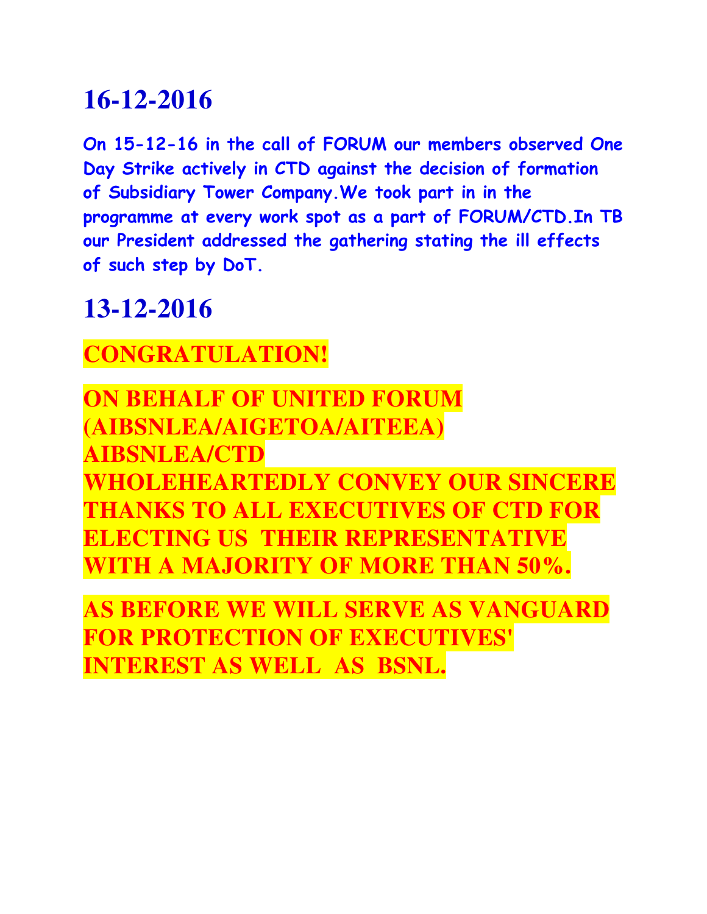# 16-12-2016

**On 15-12-16 in the call of FORUM our members observed One Day Strike actively in CTD against the decision of formation of Subsidiary Tower Company.We took part in in the programme at every work spot as a part of FORUM/CTD.In TB our President addressed the gathering stating the ill effects of such step by DoT.**

# 13-12-2016

**CONGRATULATION!**

**ON BEHALF OF UNITED FORUM (AIBSNLEA/AIGETOA/AITEEA) AIBSNLEA/CTD WHOLEHEARTEDLY CONVEY OUR SINCERE THANKS TO ALL EXECUTIVES OF CTD FOR ELECTING US THEIR REPRESENTATIVE WITH A MAJORITY OF MORE THAN 50%.**

**AS BEFORE WE WILL SERVE AS VANGUARD FOR PROTECTION OF EXECUTIVES' INTEREST AS WELL AS BSNL.**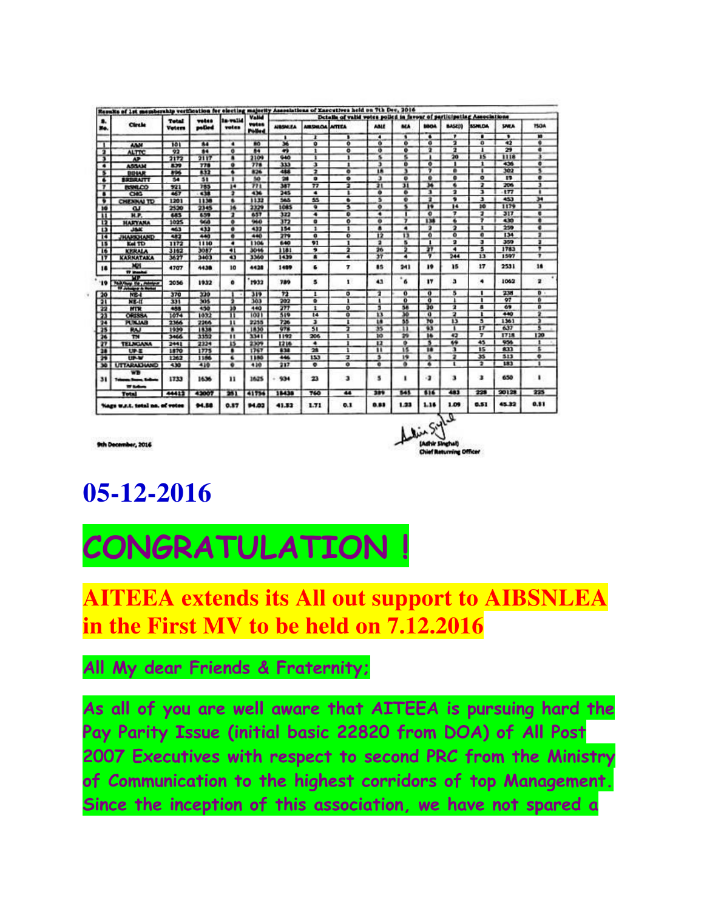Results of 1st membership verification for electing majority Associations of Executives held on 7th Dec, 2016

| S. No. | Circle | Total Voters | votes polled | In-valid votes | Valid votes Polled | Details of valid votes polled in favour of participating Associations | | | | | | | | | |
|---|---|---|---|---|---|---|---|---|---|---|---|---|---|---|---|
| | | | | | | AIBSNLEA | AIBSNLOA | AITEEA | ABLE | BEA | BBOA | BASE(I) | BSNLOA | SNEA | TSOA |
| | | | | | | 1 | 2 | 3 | 4 | 5 | 6 | 7 | 8 | 9 | 10 |
| 1 | A&N | 101 | 84 | 4 | 80 | 36 | 0 | 0 | 0 | 0 | 0 | 2 | 0 | 42 | 0 |
| 2 | ALTTC | 92 | 84 | 0 | 84 | 49 | 1 | 0 | 0 | 0 | 2 | 2 | 1 | 29 | 0 |
| 3 | AP | 2172 | 2117 | 8 | 2109 | 940 | 1 | 1 | 5 | 5 | 1 | 20 | 15 | 1118 | 3 |
| 4 | ASSAM | 839 | 778 | 0 | 778 | 333 | 3 | 1 | 3 | 0 | 0 | 1 | 1 | 436 | 0 |
| 5 | BIHAR | 896 | 832 | 6 | 826 | 488 | 2 | 0 | 18 | 3 | 7 | 0 | 1 | 302 | 5 |
| 6 | BRBRAITT | 54 | 51 | 1 | 50 | 28 | 0 | 0 | 3 | 0 | 0 | 0 | 0 | 19 | 0 |
| 7 | BSNLCO | 921 | 785 | 14 | 771 | 387 | 77 | 2 | 21 | 31 | 36 | 6 | 2 | 206 | 3 |
| 8 | CHG | 467 | 438 | 2 | 436 | 245 | 4 | 1 | 0 | 0 | 3 | 2 | 3 | 177 | 1 |
| 9 | CHENNAI TD | 1201 | 1138 | 6 | 1132 | 565 | 55 | 6 | 5 | 0 | 2 | 9 | 3 | 453 | 34 |
| 10 | GJ | 2520 | 2345 | 16 | 2329 | 1085 | 9 | 5 | 0 | 5 | 19 | 14 | 10 | 1179 | 3 |
| 11 | H.P. | 685 | 659 | 2 | 657 | 322 | 4 | 0 | 4 | 1 | 0 | 7 | 2 | 317 | 0 |
| 12 | HARYANA | 1025 | 960 | 0 | 960 | 372 | 0 | 0 | 0 | 7 | 138 | 6 | 7 | 430 | 0 |
| 13 | J&K | 463 | 433 | 0 | 433 | 154 | 1 | 1 | 8 | 4 | 2 | 2 | 1 | 259 | 0 |
| 14 | JHARKHAND | 482 | 440 | 0 | 440 | 279 | 0 | 0 | 12 | 13 | 0 | 0 | 0 | 134 | 2 |
| 15 | Kol TD | 1172 | 1110 | 4 | 1106 | 640 | 91 | 1 | 2 | 5 | 1 | 2 | 3 | 359 | 2 |
| 16 | KERALA | 3162 | 3087 | 41 | 3046 | 1181 | 9 | 2 | 26 | 2 | 27 | 4 | 5 | 1783 | 7 |
| 17 | KARNATAKA | 3627 | 3403 | 43 | 3360 | 1439 | 8 | 4 | 37 | 4 | 7 | 244 | 13 | 1597 | 7 |
| 18 | MH | 4707 | 4438 | 10 | 4428 | 1489 | 6 | 7 | 85 | 241 | 19 | 15 | 17 | 2531 | 18 |
| 19 | MP | 2056 | 1932 | 0 | 1932 | 789 | 5 | 1 | 43 | 6 | 17 | 3 | 4 | 1062 | 2 |
| 20 | NE-I | 370 | 320 | 1 | 319 | 72 | 1 | 0 | 2 | 0 | 0 | 5 | 1 | 238 | 0 |
| 21 | NE-II | 331 | 305 | 2 | 303 | 202 | 0 | 1 | 1 | 0 | 0 | 1 | 1 | 97 | 0 |
| 22 | NTR | 458 | 450 | 10 | 440 | 277 | 1 | 0 | 5 | 58 | 20 | 2 | 8 | 69 | 0 |
| 23 | ORISSA | 1074 | 1032 | 11 | 1021 | 519 | 14 | 0 | 13 | 30 | 0 | 2 | 1 | 440 | 2 |
| 24 | PUNJAB | 2366 | 2266 | 11 | 2255 | 726 | 3 | 1 | 18 | 55 | 70 | 13 | 5 | 1361 | 3 |
| 25 | RAJ | 1939 | 1838 | 8 | 1830 | 978 | 51 | 2 | 35 | 11 | 93 | 1 | 17 | 637 | 5 |
| 26 | TN | 3466 | 3352 | 11 | 3341 | 1192 | 206 | 1 | 10 | 29 | 16 | 42 | 7 | 1718 | 120 |
| 27 | TELNGANA | 2441 | 2324 | 15 | 2309 | 1216 | 4 | 1 | 12 | 0 | 5 | 69 | 45 | 956 | 1 |
| 28 | UP-E | 1870 | 1775 | 8 | 1767 | 838 | 28 | 1 | 11 | 15 | 18 | 3 | 15 | 833 | 5 |
| 29 | UP-W | 1262 | 1186 | 6 | 1180 | 446 | 153 | 2 | 3 | 19 | 5 | 2 | 35 | 513 | 0 |
| 30 | UTTARAKHAND | 430 | 410 | 0 | 410 | 217 | 0 | 0 | 0 | 0 | 6 | 1 | 2 | 183 | 1 |
| 31 | WB | 1733 | 1636 | 11 | 1625 | 934 | 23 | 3 | 5 | 1 | 2 | 3 | 3 | 650 | 1 |
| | Total | 44412 | 42007 | 251 | 41756 | 18438 | 760 | 44 | 389 | 545 | 516 | 483 | 228 | 20128 | 225 |
| | %age w.r.t. total no. of votes | | 94.58 | 0.57 | 94.02 | 41.52 | 1.71 | 0.1 | 0.88 | 1.23 | 1.16 | 1.09 | 0.51 | 45.32 | 0.51 |

9th December, 2016

(Adhir Singhal)
Chief Returning Officer

# 05-12-2016

# CONGRATULATION !

## AITEEA extends its All out support to AIBSNLEA in the First MV to be held on 7.12.2016

All My dear Friends & Fraternity;

As all of you are well aware that AITEEA is pursuing hard the Pay Parity Issue (initial basic 22820 from DOA) of All Post 2007 Executives with respect to second PRC from the Ministry of Communication to the highest corridors of top Management. Since the inception of this association, we have not spared a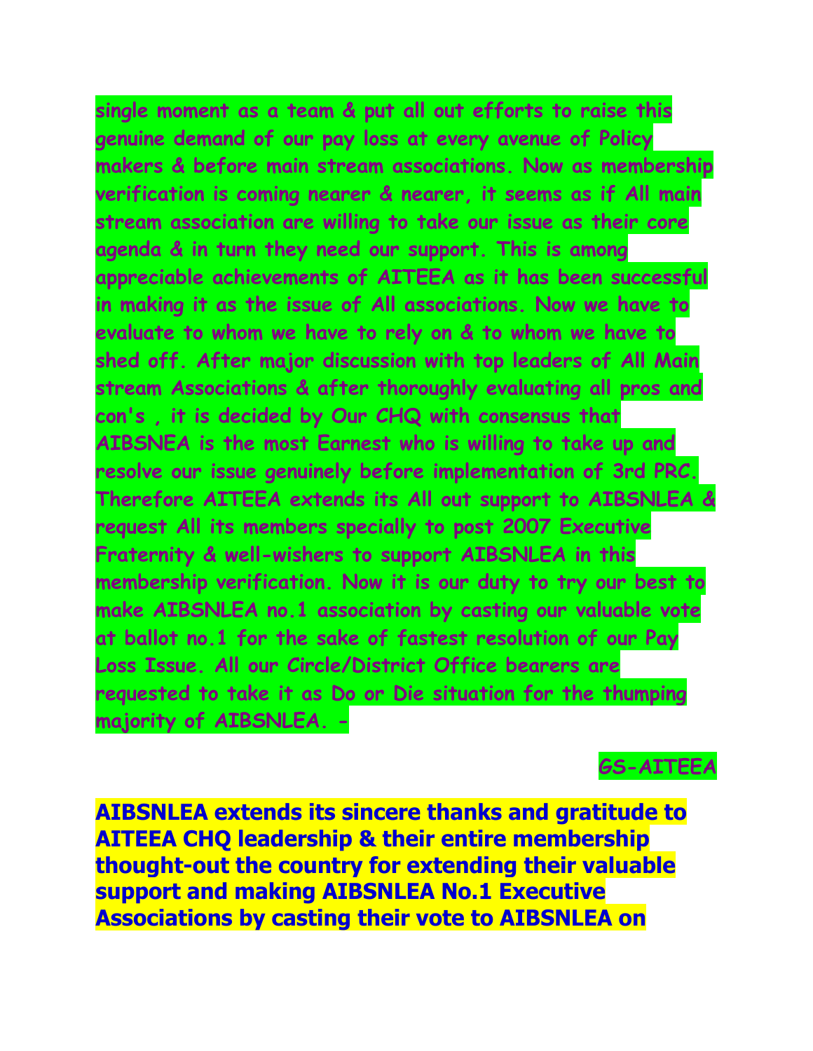**single moment as a team & put all out efforts to raise this genuine demand of our pay loss at every avenue of Policy makers & before main stream associations. Now as membership verification is coming nearer & nearer, it seems as if All main stream association are willing to take our issue as their core agenda & in turn they need our support. This is among appreciable achievements of AITEEA as it has been successful in making it as the issue of All associations. Now we have to evaluate to whom we have to rely on & to whom we have to shed off. After major discussion with top leaders of All Main stream Associations & after thoroughly evaluating all pros and con's , it is decided by Our CHQ with consensus that AIBSNEA is the most Earnest who is willing to take up and resolve our issue genuinely before implementation of 3rd PRC. Therefore AITEEA extends its All out support to AIBSNLEA & request All its members specially to post 2007 Executive Fraternity & well-wishers to support AIBSNLEA in this membership verification. Now it is our duty to try our best to make AIBSNLEA no.1 association by casting our valuable vote at ballot no.1 for the sake of fastest resolution of our Pay Loss Issue. All our Circle/District Office bearers are requested to take it as Do or Die situation for the thumping majority of AIBSNLEA. -**

**GS-AITEEA**

**AIBSNLEA extends its sincere thanks and gratitude to AITEEA CHQ leadership & their entire membership thought-out the country for extending their valuable support and making AIBSNLEA No.1 Executive Associations by casting their vote to AIBSNLEA on**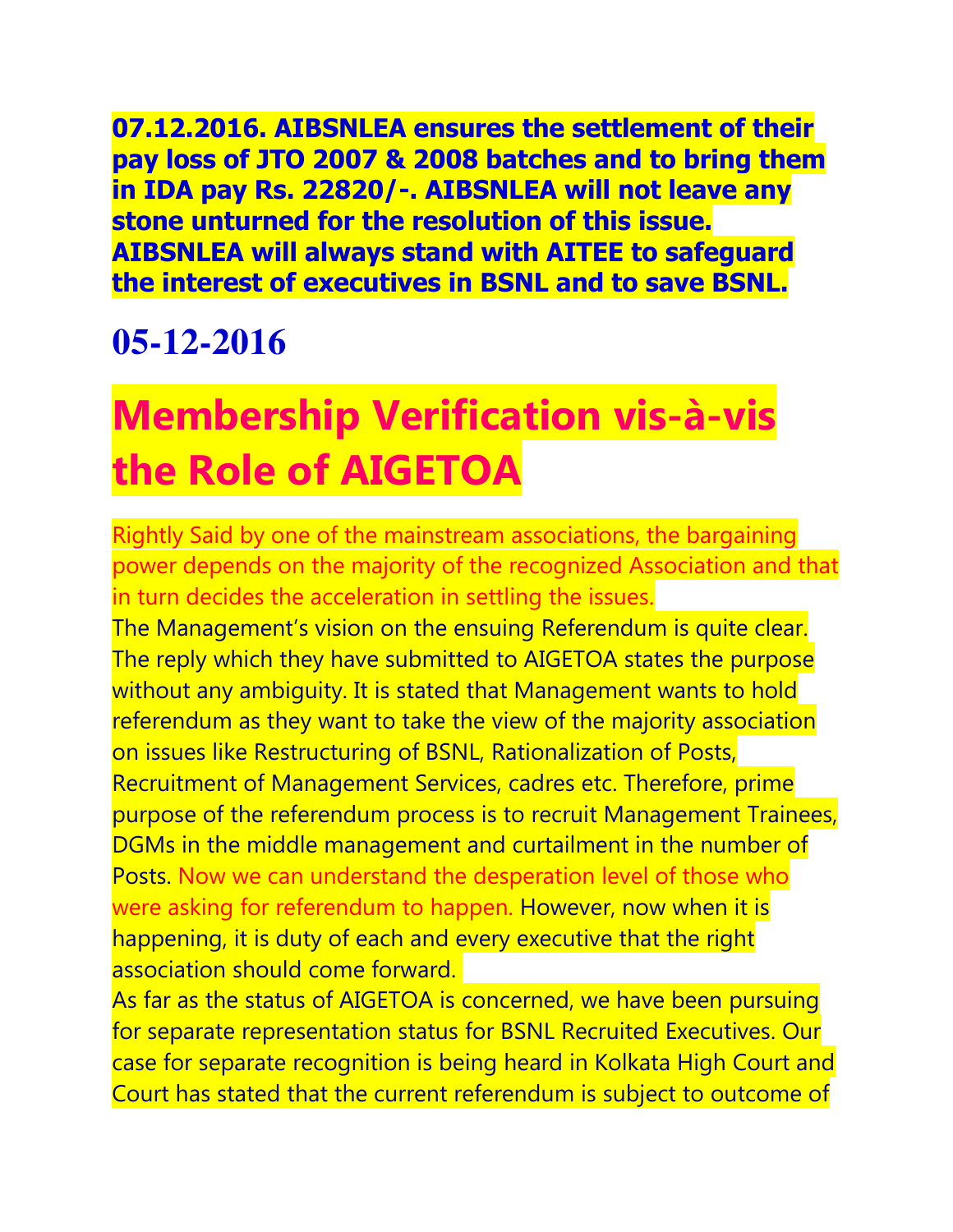**07.12.2016. AIBSNLEA ensures the settlement of their pay loss of JTO 2007 & 2008 batches and to bring them in IDA pay Rs. 22820/-. AIBSNLEA will not leave any stone unturned for the resolution of this issue. AIBSNLEA will always stand with AITEE to safeguard the interest of executives in BSNL and to save BSNL.**

## 05-12-2016

# Membership Verification vis-à-vis the Role of AIGETOA

Rightly Said by one of the mainstream associations, the bargaining power depends on the majority of the recognized Association and that in turn decides the acceleration in settling the issues.

The Management's vision on the ensuing Referendum is quite clear. The reply which they have submitted to AIGETOA states the purpose without any ambiguity. It is stated that Management wants to hold referendum as they want to take the view of the majority association on issues like Restructuring of BSNL, Rationalization of Posts, Recruitment of Management Services, cadres etc. Therefore, prime purpose of the referendum process is to recruit Management Trainees, DGMs in the middle management and curtailment in the number of Posts. Now we can understand the desperation level of those who were asking for referendum to happen. However, now when it is happening, it is duty of each and every executive that the right association should come forward.

As far as the status of AIGETOA is concerned, we have been pursuing for separate representation status for BSNL Recruited Executives. Our case for separate recognition is being heard in Kolkata High Court and Court has stated that the current referendum is subject to outcome of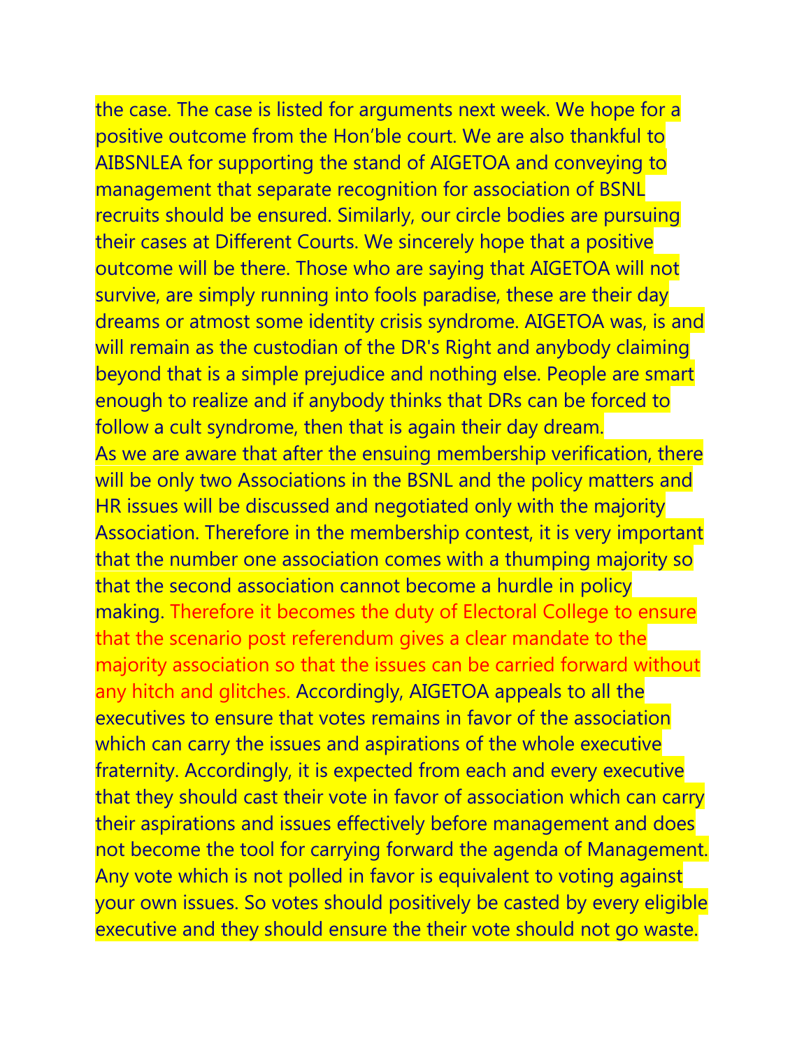the case. The case is listed for arguments next week. We hope for a positive outcome from the Hon'ble court. We are also thankful to AIBSNLEA for supporting the stand of AIGETOA and conveying to management that separate recognition for association of BSNL recruits should be ensured. Similarly, our circle bodies are pursuing their cases at Different Courts. We sincerely hope that a positive outcome will be there. Those who are saying that AIGETOA will not survive, are simply running into fools paradise, these are their day dreams or atmost some identity crisis syndrome. AIGETOA was, is and will remain as the custodian of the DR's Right and anybody claiming beyond that is a simple prejudice and nothing else. People are smart enough to realize and if anybody thinks that DRs can be forced to follow a cult syndrome, then that is again their day dream.

As we are aware that after the ensuing membership verification, there will be only two Associations in the BSNL and the policy matters and HR issues will be discussed and negotiated only with the majority Association. Therefore in the membership contest, it is very important that the number one association comes with a thumping majority so that the second association cannot become a hurdle in policy making. Therefore it becomes the duty of Electoral College to ensure that the scenario post referendum gives a clear mandate to the majority association so that the issues can be carried forward without any hitch and glitches. Accordingly, AIGETOA appeals to all the executives to ensure that votes remains in favor of the association which can carry the issues and aspirations of the whole executive fraternity. Accordingly, it is expected from each and every executive that they should cast their vote in favor of association which can carry their aspirations and issues effectively before management and does not become the tool for carrying forward the agenda of Management. Any vote which is not polled in favor is equivalent to voting against your own issues. So votes should positively be casted by every eligible executive and they should ensure the their vote should not go waste.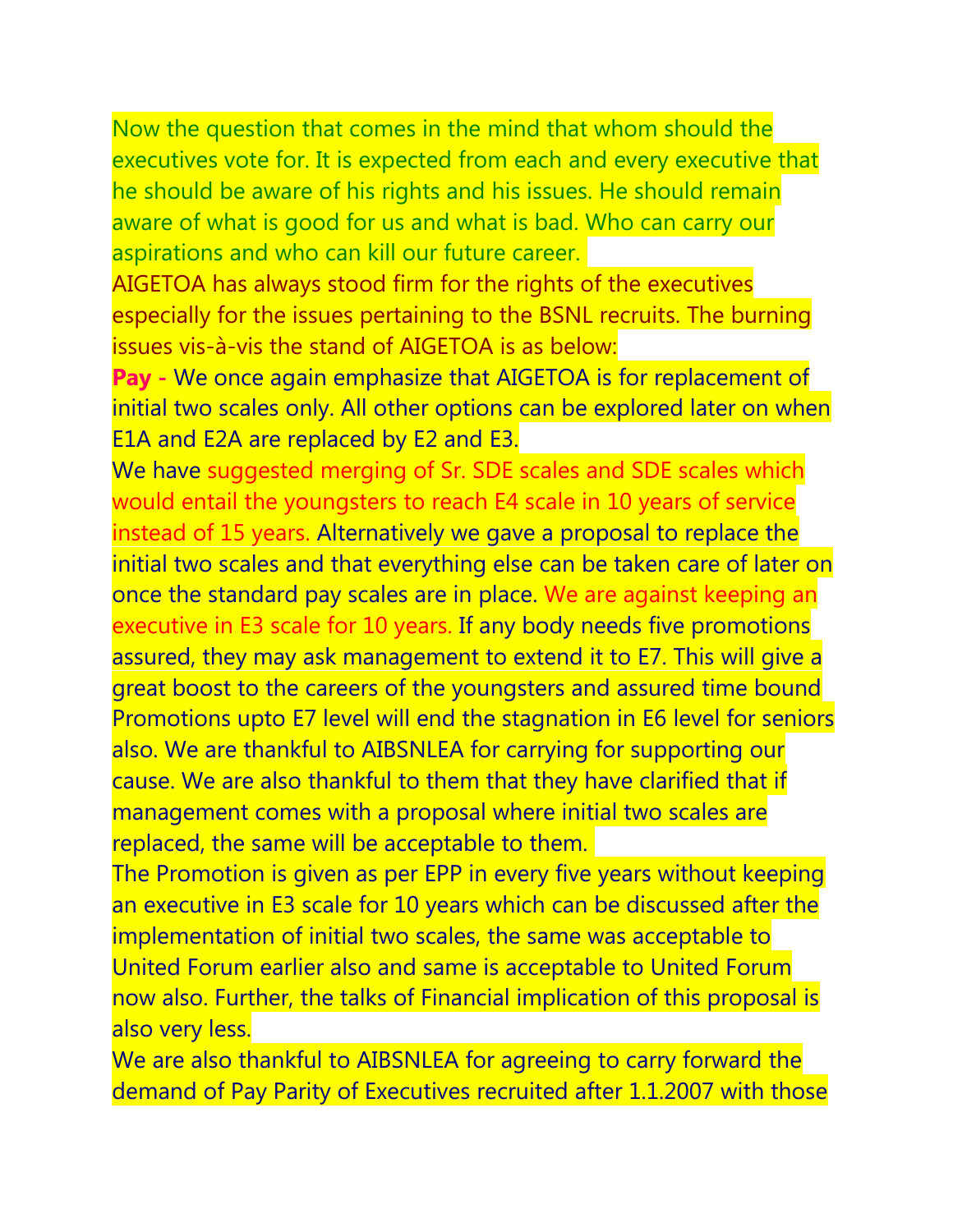Now the question that comes in the mind that whom should the executives vote for. It is expected from each and every executive that he should be aware of his rights and his issues. He should remain aware of what is good for us and what is bad. Who can carry our aspirations and who can kill our future career.

AIGETOA has always stood firm for the rights of the executives especially for the issues pertaining to the BSNL recruits. The burning issues vis-à-vis the stand of AIGETOA is as below:

**Pay -** We once again emphasize that AIGETOA is for replacement of initial two scales only. All other options can be explored later on when E1A and E2A are replaced by E2 and E3.

We have suggested merging of Sr. SDE scales and SDE scales which would entail the youngsters to reach E4 scale in 10 years of service instead of 15 years. Alternatively we gave a proposal to replace the initial two scales and that everything else can be taken care of later on once the standard pay scales are in place. We are against keeping an executive in E3 scale for 10 years. If any body needs five promotions assured, they may ask management to extend it to E7. This will give a great boost to the careers of the youngsters and assured time bound Promotions upto E7 level will end the stagnation in E6 level for seniors also. We are thankful to AIBSNLEA for carrying for supporting our cause. We are also thankful to them that they have clarified that if management comes with a proposal where initial two scales are replaced, the same will be acceptable to them.

The Promotion is given as per EPP in every five years without keeping an executive in E3 scale for 10 years which can be discussed after the implementation of initial two scales, the same was acceptable to United Forum earlier also and same is acceptable to United Forum now also. Further, the talks of Financial implication of this proposal is also very less.

We are also thankful to AIBSNLEA for agreeing to carry forward the demand of Pay Parity of Executives recruited after 1.1.2007 with those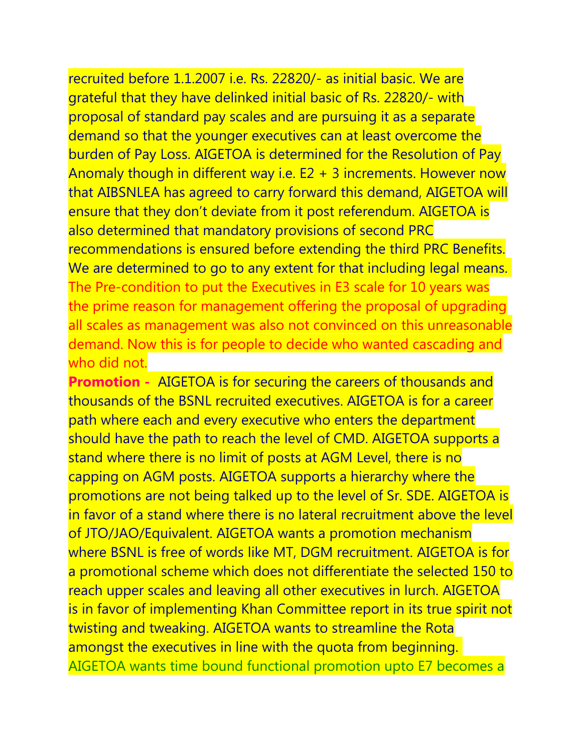recruited before 1.1.2007 i.e. Rs. 22820/- as initial basic. We are grateful that they have delinked initial basic of Rs. 22820/- with proposal of standard pay scales and are pursuing it as a separate demand so that the younger executives can at least overcome the burden of Pay Loss. AIGETOA is determined for the Resolution of Pay Anomaly though in different way i.e. E2 + 3 increments. However now that AIBSNLEA has agreed to carry forward this demand, AIGETOA will ensure that they don't deviate from it post referendum. AIGETOA is also determined that mandatory provisions of second PRC recommendations is ensured before extending the third PRC Benefits. We are determined to go to any extent for that including legal means. The Pre-condition to put the Executives in E3 scale for 10 years was the prime reason for management offering the proposal of upgrading all scales as management was also not convinced on this unreasonable demand. Now this is for people to decide who wanted cascading and who did not.

**Promotion -** AIGETOA is for securing the careers of thousands and thousands of the BSNL recruited executives. AIGETOA is for a career path where each and every executive who enters the department should have the path to reach the level of CMD. AIGETOA supports a stand where there is no limit of posts at AGM Level, there is no capping on AGM posts. AIGETOA supports a hierarchy where the promotions are not being talked up to the level of Sr. SDE. AIGETOA is in favor of a stand where there is no lateral recruitment above the level of JTO/JAO/Equivalent. AIGETOA wants a promotion mechanism where BSNL is free of words like MT, DGM recruitment. AIGETOA is for a promotional scheme which does not differentiate the selected 150 to reach upper scales and leaving all other executives in lurch. AIGETOA is in favor of implementing Khan Committee report in its true spirit not twisting and tweaking. AIGETOA wants to streamline the Rota amongst the executives in line with the quota from beginning. AIGETOA wants time bound functional promotion upto E7 becomes a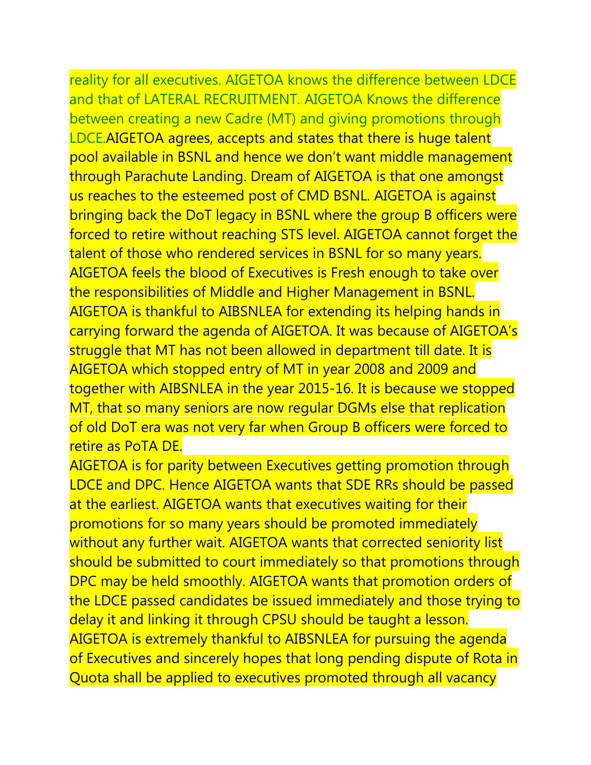reality for all executives. AIGETOA knows the difference between LDCE and that of LATERAL RECRUITMENT. AIGETOA Knows the difference between creating a new Cadre (MT) and giving promotions through LDCE.AIGETOA agrees, accepts and states that there is huge talent pool available in BSNL and hence we don't want middle management through Parachute Landing. Dream of AIGETOA is that one amongst us reaches to the esteemed post of CMD BSNL. AIGETOA is against bringing back the DoT legacy in BSNL where the group B officers were forced to retire without reaching STS level. AIGETOA cannot forget the talent of those who rendered services in BSNL for so many years. AIGETOA feels the blood of Executives is Fresh enough to take over the responsibilities of Middle and Higher Management in BSNL. AIGETOA is thankful to AIBSNLEA for extending its helping hands in carrying forward the agenda of AIGETOA. It was because of AIGETOA's struggle that MT has not been allowed in department till date. It is AIGETOA which stopped entry of MT in year 2008 and 2009 and together with AIBSNLEA in the year 2015-16. It is because we stopped MT, that so many seniors are now regular DGMs else that replication of old DoT era was not very far when Group B officers were forced to retire as PoTA DE.

AIGETOA is for parity between Executives getting promotion through LDCE and DPC. Hence AIGETOA wants that SDE RRs should be passed at the earliest. AIGETOA wants that executives waiting for their promotions for so many years should be promoted immediately without any further wait. AIGETOA wants that corrected seniority list should be submitted to court immediately so that promotions through DPC may be held smoothly. AIGETOA wants that promotion orders of the LDCE passed candidates be issued immediately and those trying to delay it and linking it through CPSU should be taught a lesson. AIGETOA is extremely thankful to AIBSNLEA for pursuing the agenda of Executives and sincerely hopes that long pending dispute of Rota in Quota shall be applied to executives promoted through all vacancy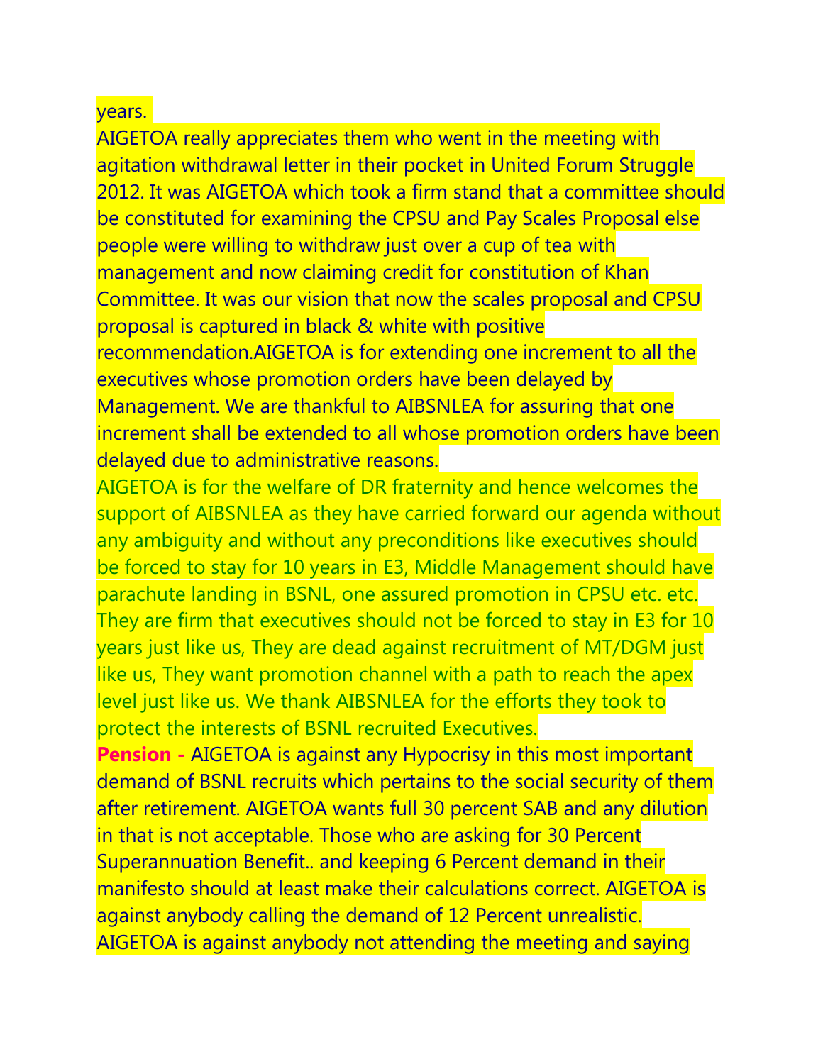years.

AIGETOA really appreciates them who went in the meeting with agitation withdrawal letter in their pocket in United Forum Struggle 2012. It was AIGETOA which took a firm stand that a committee should be constituted for examining the CPSU and Pay Scales Proposal else people were willing to withdraw just over a cup of tea with management and now claiming credit for constitution of Khan Committee. It was our vision that now the scales proposal and CPSU proposal is captured in black & white with positive recommendation.AIGETOA is for extending one increment to all the executives whose promotion orders have been delayed by Management. We are thankful to AIBSNLEA for assuring that one increment shall be extended to all whose promotion orders have been delayed due to administrative reasons.

AIGETOA is for the welfare of DR fraternity and hence welcomes the support of AIBSNLEA as they have carried forward our agenda without any ambiguity and without any preconditions like executives should be forced to stay for 10 years in E3, Middle Management should have parachute landing in BSNL, one assured promotion in CPSU etc. etc. They are firm that executives should not be forced to stay in E3 for 10 years just like us, They are dead against recruitment of MT/DGM just like us, They want promotion channel with a path to reach the apex level just like us. We thank AIBSNLEA for the efforts they took to protect the interests of BSNL recruited Executives.

**Pension -** AIGETOA is against any Hypocrisy in this most important demand of BSNL recruits which pertains to the social security of them after retirement. AIGETOA wants full 30 percent SAB and any dilution in that is not acceptable. Those who are asking for 30 Percent Superannuation Benefit.. and keeping 6 Percent demand in their manifesto should at least make their calculations correct. AIGETOA is against anybody calling the demand of 12 Percent unrealistic. AIGETOA is against anybody not attending the meeting and saying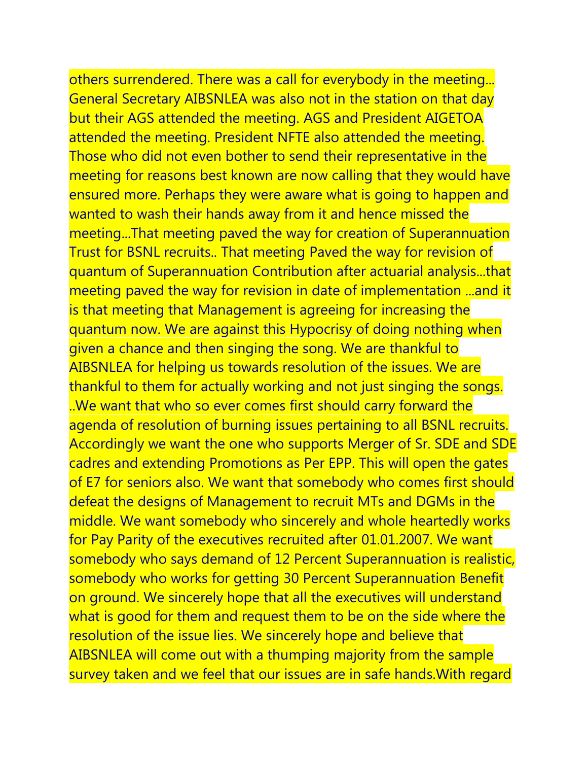others surrendered. There was a call for everybody in the meeting... General Secretary AIBSNLEA was also not in the station on that day but their AGS attended the meeting. AGS and President AIGETOA attended the meeting. President NFTE also attended the meeting. Those who did not even bother to send their representative in the meeting for reasons best known are now calling that they would have ensured more. Perhaps they were aware what is going to happen and wanted to wash their hands away from it and hence missed the meeting...That meeting paved the way for creation of Superannuation Trust for BSNL recruits.. That meeting Paved the way for revision of quantum of Superannuation Contribution after actuarial analysis...that meeting paved the way for revision in date of implementation ...and it is that meeting that Management is agreeing for increasing the quantum now. We are against this Hypocrisy of doing nothing when given a chance and then singing the song. We are thankful to AIBSNLEA for helping us towards resolution of the issues. We are thankful to them for actually working and not just singing the songs. ..We want that who so ever comes first should carry forward the agenda of resolution of burning issues pertaining to all BSNL recruits. Accordingly we want the one who supports Merger of Sr. SDE and SDE cadres and extending Promotions as Per EPP. This will open the gates of E7 for seniors also. We want that somebody who comes first should defeat the designs of Management to recruit MTs and DGMs in the middle. We want somebody who sincerely and whole heartedly works for Pay Parity of the executives recruited after 01.01.2007. We want somebody who says demand of 12 Percent Superannuation is realistic, somebody who works for getting 30 Percent Superannuation Benefit on ground. We sincerely hope that all the executives will understand what is good for them and request them to be on the side where the resolution of the issue lies. We sincerely hope and believe that AIBSNLEA will come out with a thumping majority from the sample survey taken and we feel that our issues are in safe hands.With regard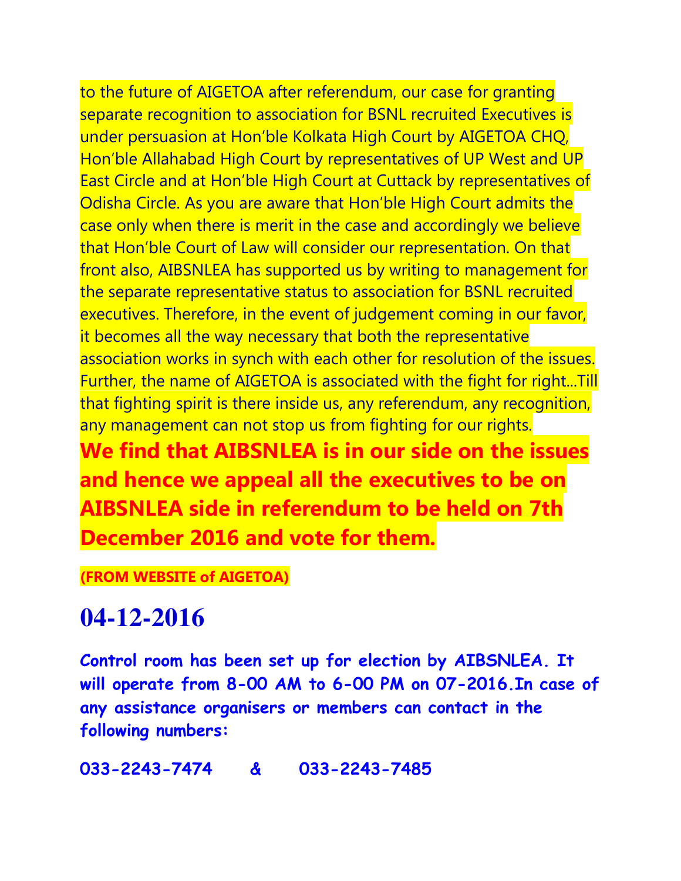to the future of AIGETOA after referendum, our case for granting separate recognition to association for BSNL recruited Executives is under persuasion at Hon'ble Kolkata High Court by AIGETOA CHQ, Hon'ble Allahabad High Court by representatives of UP West and UP East Circle and at Hon'ble High Court at Cuttack by representatives of Odisha Circle. As you are aware that Hon'ble High Court admits the case only when there is merit in the case and accordingly we believe that Hon'ble Court of Law will consider our representation. On that front also, AIBSNLEA has supported us by writing to management for the separate representative status to association for BSNL recruited executives. Therefore, in the event of judgement coming in our favor, it becomes all the way necessary that both the representative association works in synch with each other for resolution of the issues. Further, the name of AIGETOA is associated with the fight for right...Till that fighting spirit is there inside us, any referendum, any recognition, any management can not stop us from fighting for our rights.

**We find that AIBSNLEA is in our side on the issues and hence we appeal all the executives to be on AIBSNLEA side in referendum to be held on 7th December 2016 and vote for them.**

**(FROM WEBSITE of AIGETOA)**

# 04-12-2016

**Control room has been set up for election by AIBSNLEA. It will operate from 8-00 AM to 6-00 PM on 07-2016.In case of any assistance organisers or members can contact in the following numbers:**

**033-2243-7474 & 033-2243-7485**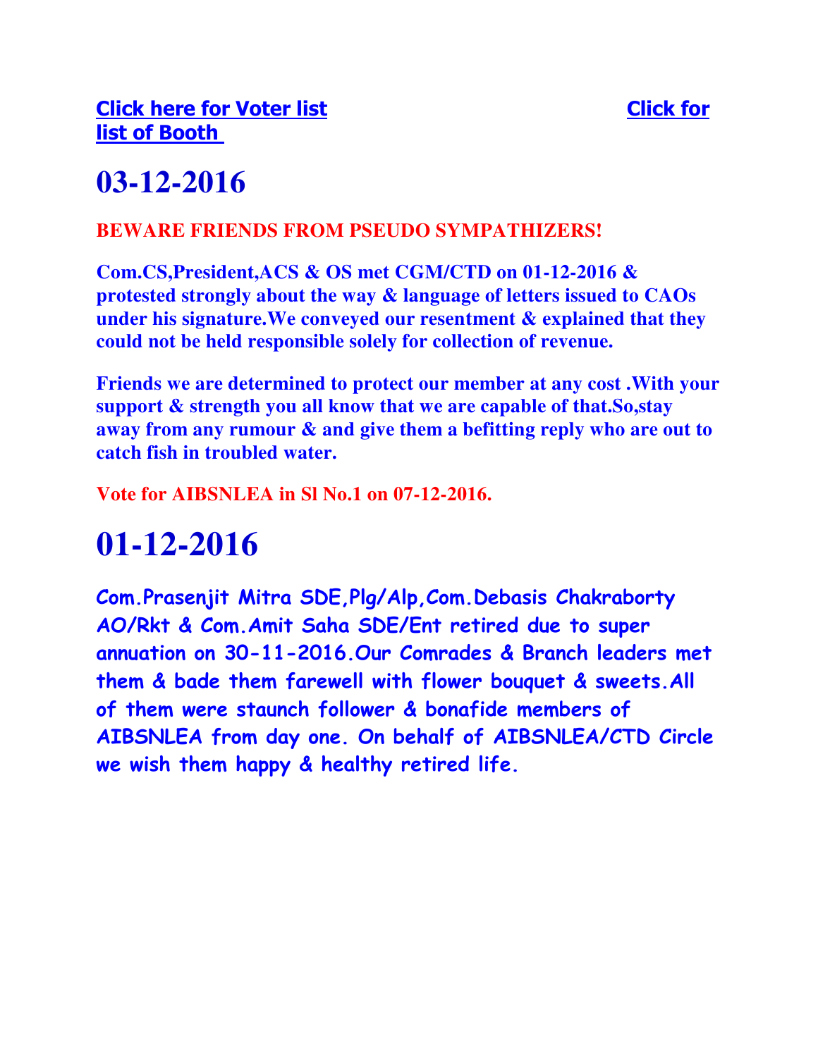**Click here for Voter list** **Click for list of Booth**

# 03-12-2016

**BEWARE FRIENDS FROM PSEUDO SYMPATHIZERS!**

**Com.CS,President,ACS & OS met CGM/CTD on 01-12-2016 & protested strongly about the way & language of letters issued to CAOs under his signature.We conveyed our resentment & explained that they could not be held responsible solely for collection of revenue.**

**Friends we are determined to protect our member at any cost .With your support & strength you all know that we are capable of that.So,stay away from any rumour & and give them a befitting reply who are out to catch fish in troubled water.**

**Vote for AIBSNLEA in Sl No.1 on 07-12-2016.**

# 01-12-2016

**Com.Prasenjit Mitra SDE,Plg/Alp,Com.Debasis Chakraborty AO/Rkt & Com.Amit Saha SDE/Ent retired due to super annuation on 30-11-2016.Our Comrades & Branch leaders met them & bade them farewell with flower bouquet & sweets.All of them were staunch follower & bonafide members of AIBSNLEA from day one. On behalf of AIBSNLEA/CTD Circle we wish them happy & healthy retired life.**